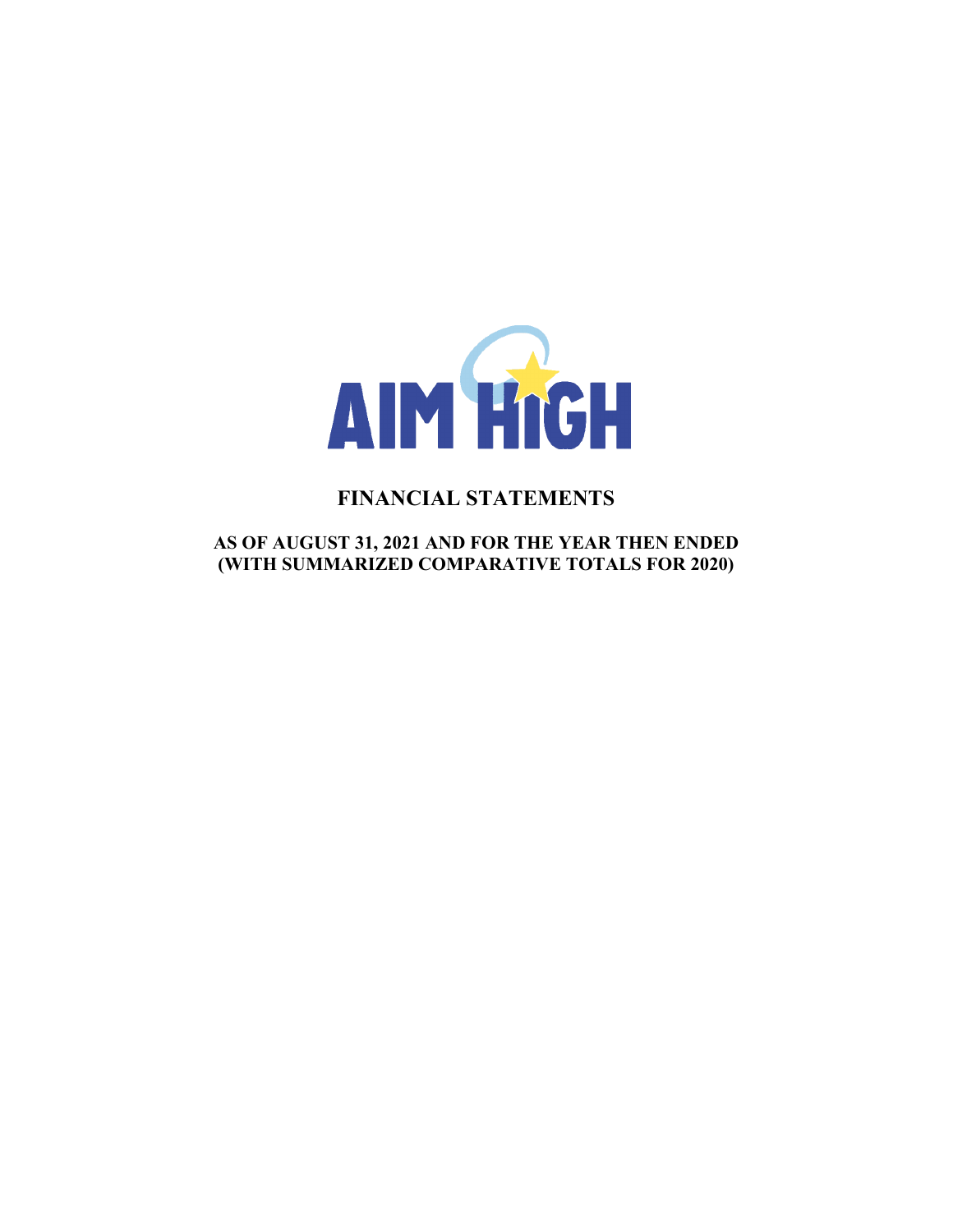AIM HIGH

# FINANCIAL STATEMENTS

**AS OF AUGUST 31, 2021 AND FOR THE YEAR THEN ENDED**
**(WITH SUMMARIZED COMPARATIVE TOTALS FOR 2020)**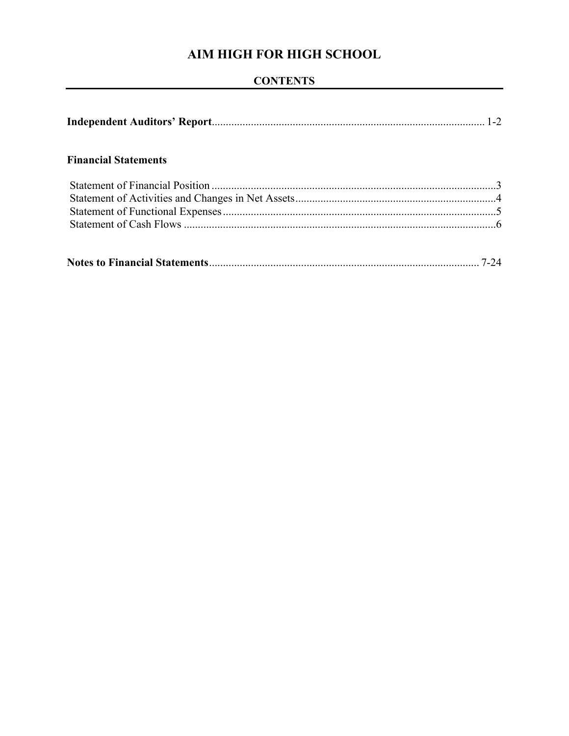# AIM HIGH FOR HIGH SCHOOL

## CONTENTS

**Independent Auditors' Report**.................................................................................................. 1-2

**Financial Statements**

Statement of Financial Position .....................................................................................................3
Statement of Activities and Changes in Net Assets.......................................................................4
Statement of Functional Expenses .................................................................................................5
Statement of Cash Flows ...............................................................................................................6

**Notes to Financial Statements**................................................................................................. 7-24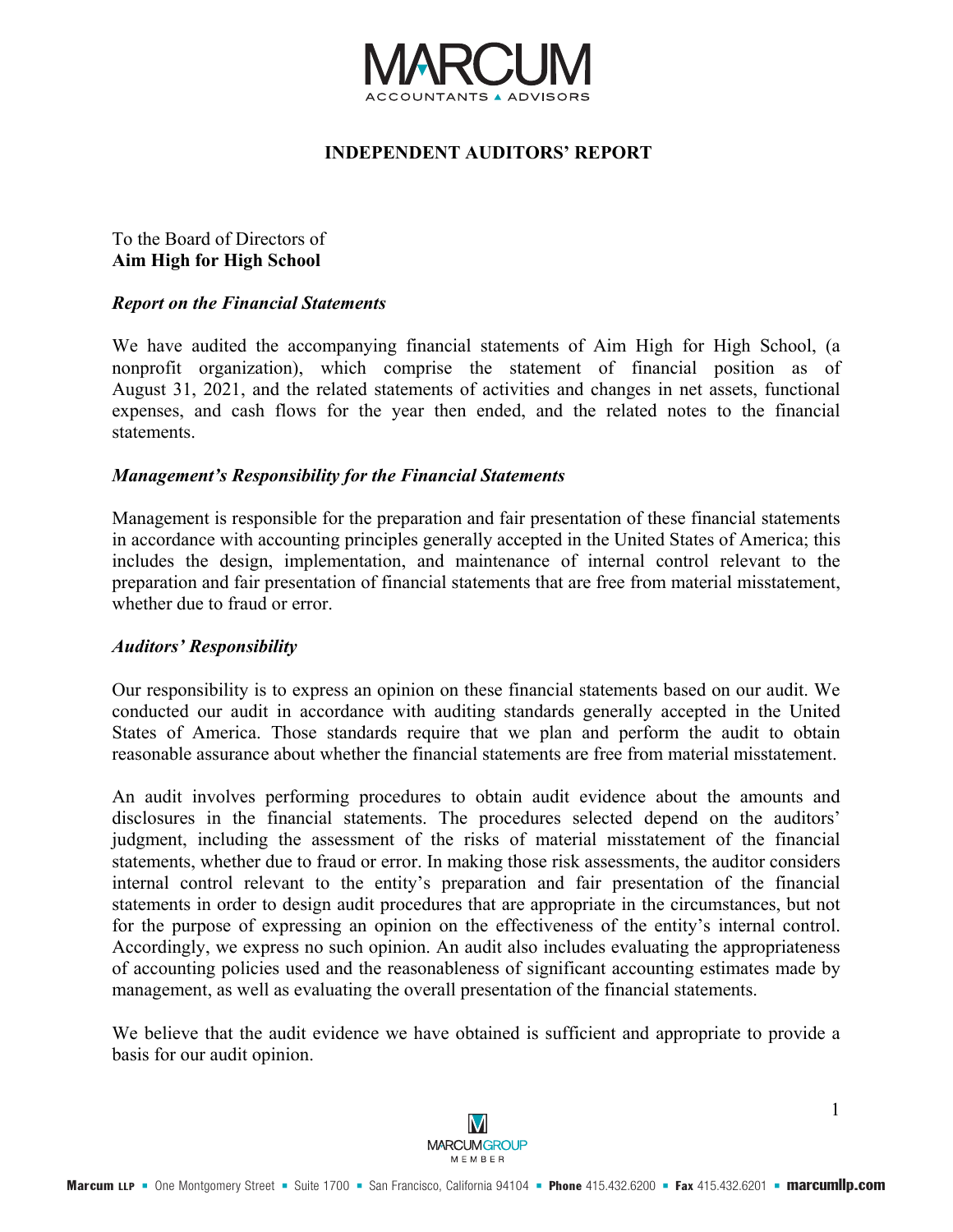# INDEPENDENT AUDITORS' REPORT

To the Board of Directors of
**Aim High for High School**

***Report on the Financial Statements***

We have audited the accompanying financial statements of Aim High for High School, (a nonprofit organization), which comprise the statement of financial position as of August 31, 2021, and the related statements of activities and changes in net assets, functional expenses, and cash flows for the year then ended, and the related notes to the financial statements.

***Management's Responsibility for the Financial Statements***

Management is responsible for the preparation and fair presentation of these financial statements in accordance with accounting principles generally accepted in the United States of America; this includes the design, implementation, and maintenance of internal control relevant to the preparation and fair presentation of financial statements that are free from material misstatement, whether due to fraud or error.

***Auditors' Responsibility***

Our responsibility is to express an opinion on these financial statements based on our audit. We conducted our audit in accordance with auditing standards generally accepted in the United States of America. Those standards require that we plan and perform the audit to obtain reasonable assurance about whether the financial statements are free from material misstatement.

An audit involves performing procedures to obtain audit evidence about the amounts and disclosures in the financial statements. The procedures selected depend on the auditors' judgment, including the assessment of the risks of material misstatement of the financial statements, whether due to fraud or error. In making those risk assessments, the auditor considers internal control relevant to the entity's preparation and fair presentation of the financial statements in order to design audit procedures that are appropriate in the circumstances, but not for the purpose of expressing an opinion on the effectiveness of the entity's internal control. Accordingly, we express no such opinion. An audit also includes evaluating the appropriateness of accounting policies used and the reasonableness of significant accounting estimates made by management, as well as evaluating the overall presentation of the financial statements.

We believe that the audit evidence we have obtained is sufficient and appropriate to provide a basis for our audit opinion.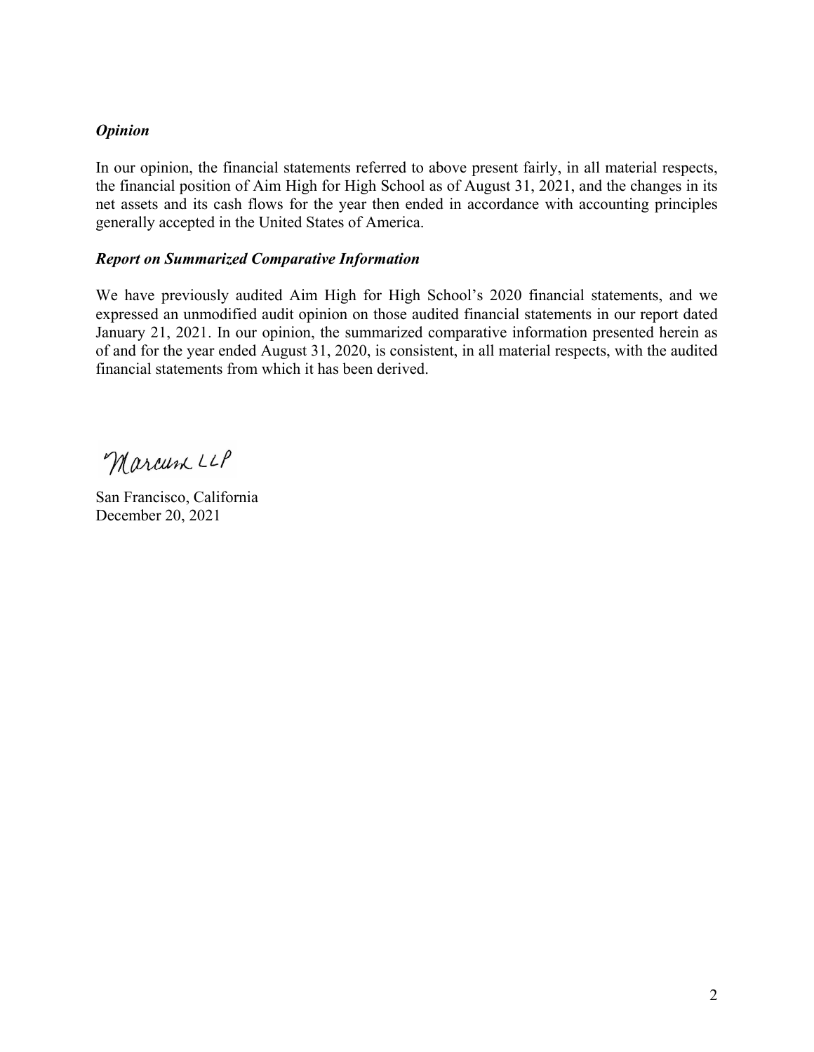### *Opinion*

In our opinion, the financial statements referred to above present fairly, in all material respects, the financial position of Aim High for High School as of August 31, 2021, and the changes in its net assets and its cash flows for the year then ended in accordance with accounting principles generally accepted in the United States of America.

### *Report on Summarized Comparative Information*

We have previously audited Aim High for High School's 2020 financial statements, and we expressed an unmodified audit opinion on those audited financial statements in our report dated January 21, 2021. In our opinion, the summarized comparative information presented herein as of and for the year ended August 31, 2020, is consistent, in all material respects, with the audited financial statements from which it has been derived.

Marcum LLP

San Francisco, California
December 20, 2021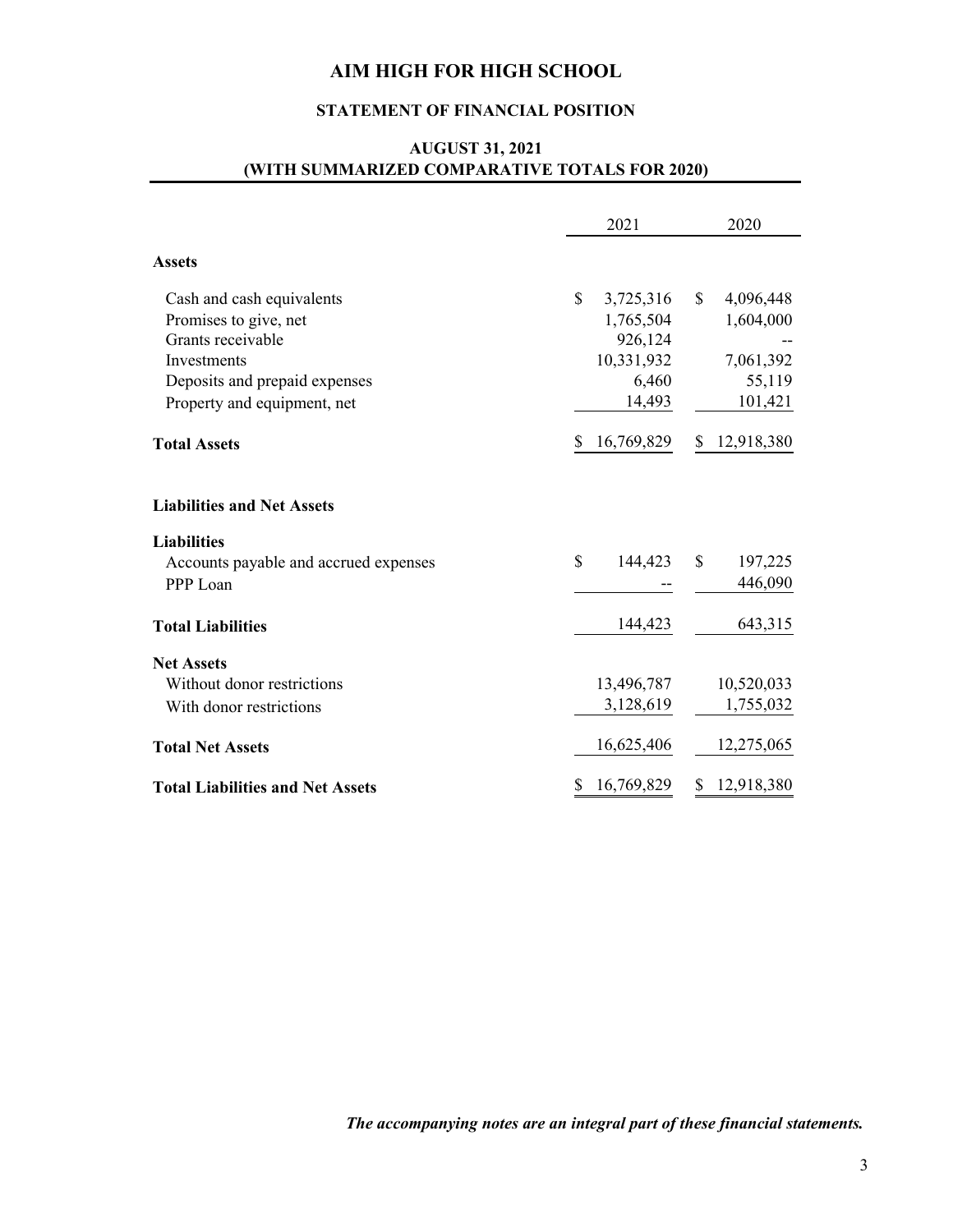# AIM HIGH FOR HIGH SCHOOL

## STATEMENT OF FINANCIAL POSITION

### AUGUST 31, 2021
### (WITH SUMMARIZED COMPARATIVE TOTALS FOR 2020)

| | 2021 | 2020 |
|---|---|---|
| **Assets** | | |
| Cash and cash equivalents | $ 3,725,316 | $ 4,096,448 |
| Promises to give, net | 1,765,504 | 1,604,000 |
| Grants receivable | 926,124 | -- |
| Investments | 10,331,932 | 7,061,392 |
| Deposits and prepaid expenses | 6,460 | 55,119 |
| Property and equipment, net | 14,493 | 101,421 |
| **Total Assets** | $ 16,769,829 | $ 12,918,380 |
| **Liabilities and Net Assets** | | |
| **Liabilities** | | |
| Accounts payable and accrued expenses | $ 144,423 | $ 197,225 |
| PPP Loan | -- | 446,090 |
| **Total Liabilities** | 144,423 | 643,315 |
| **Net Assets** | | |
| Without donor restrictions | 13,496,787 | 10,520,033 |
| With donor restrictions | 3,128,619 | 1,755,032 |
| **Total Net Assets** | 16,625,406 | 12,275,065 |
| **Total Liabilities and Net Assets** | $ 16,769,829 | $ 12,918,380 |

***The accompanying notes are an integral part of these financial statements.***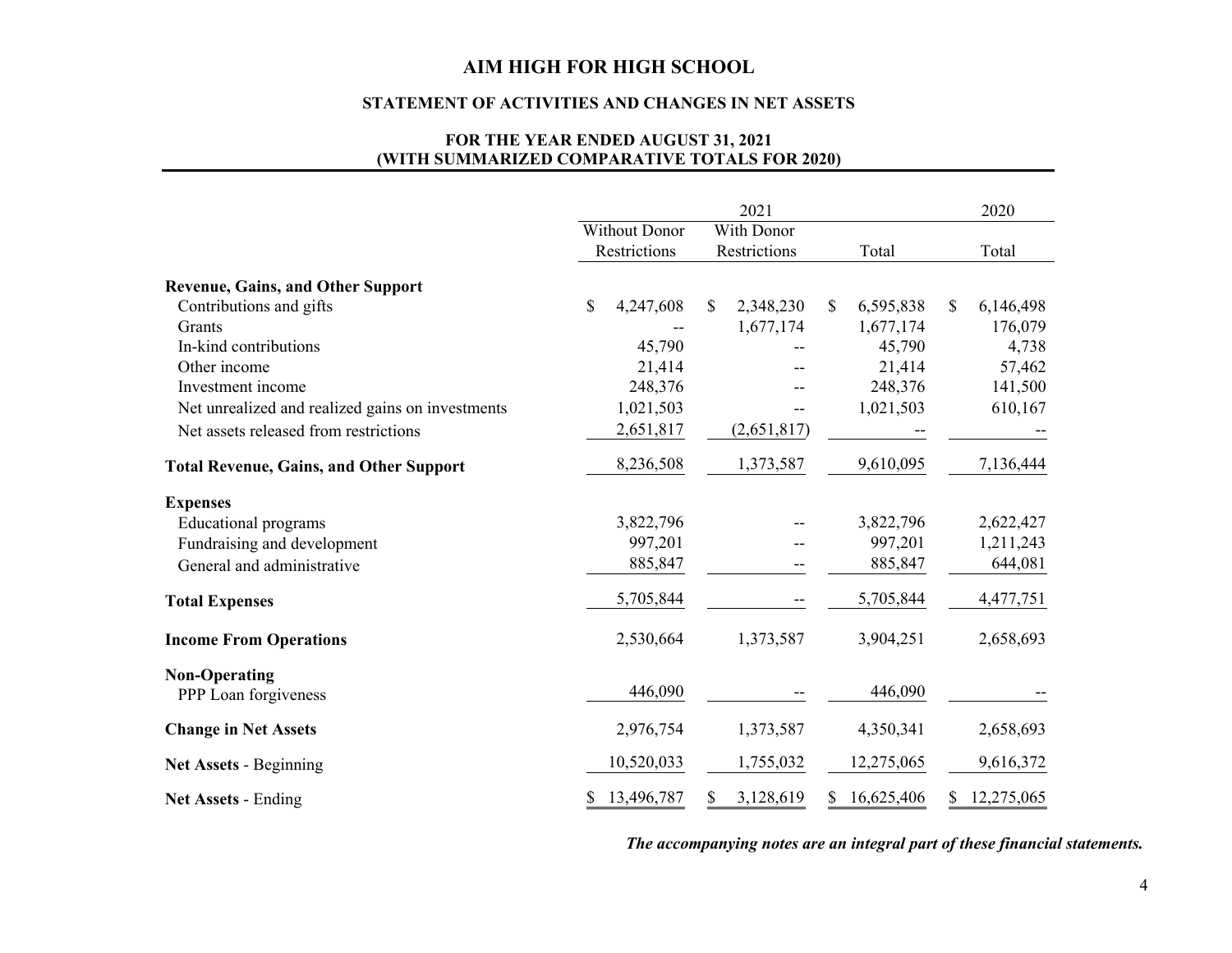# AIM HIGH FOR HIGH SCHOOL

## STATEMENT OF ACTIVITIES AND CHANGES IN NET ASSETS

### FOR THE YEAR ENDED AUGUST 31, 2021
### (WITH SUMMARIZED COMPARATIVE TOTALS FOR 2020)

| | 2021 | | | 2020 |
|---|---|---|---|---|
| | Without Donor Restrictions | With Donor Restrictions | Total | Total |
| **Revenue, Gains, and Other Support** | | | | |
| Contributions and gifts | $ 4,247,608 | $ 2,348,230 | $ 6,595,838 | $ 6,146,498 |
| Grants | -- | 1,677,174 | 1,677,174 | 176,079 |
| In-kind contributions | 45,790 | -- | 45,790 | 4,738 |
| Other income | 21,414 | -- | 21,414 | 57,462 |
| Investment income | 248,376 | -- | 248,376 | 141,500 |
| Net unrealized and realized gains on investments | 1,021,503 | -- | 1,021,503 | 610,167 |
| Net assets released from restrictions | 2,651,817 | (2,651,817) | -- | -- |
| **Total Revenue, Gains, and Other Support** | 8,236,508 | 1,373,587 | 9,610,095 | 7,136,444 |
| **Expenses** | | | | |
| Educational programs | 3,822,796 | -- | 3,822,796 | 2,622,427 |
| Fundraising and development | 997,201 | -- | 997,201 | 1,211,243 |
| General and administrative | 885,847 | -- | 885,847 | 644,081 |
| **Total Expenses** | 5,705,844 | -- | 5,705,844 | 4,477,751 |
| **Income From Operations** | 2,530,664 | 1,373,587 | 3,904,251 | 2,658,693 |
| **Non-Operating** | | | | |
| PPP Loan forgiveness | 446,090 | -- | 446,090 | -- |
| **Change in Net Assets** | 2,976,754 | 1,373,587 | 4,350,341 | 2,658,693 |
| **Net Assets** - Beginning | 10,520,033 | 1,755,032 | 12,275,065 | 9,616,372 |
| **Net Assets** - Ending | $ 13,496,787 | $ 3,128,619 | $ 16,625,406 | $ 12,275,065 |

***The accompanying notes are an integral part of these financial statements.***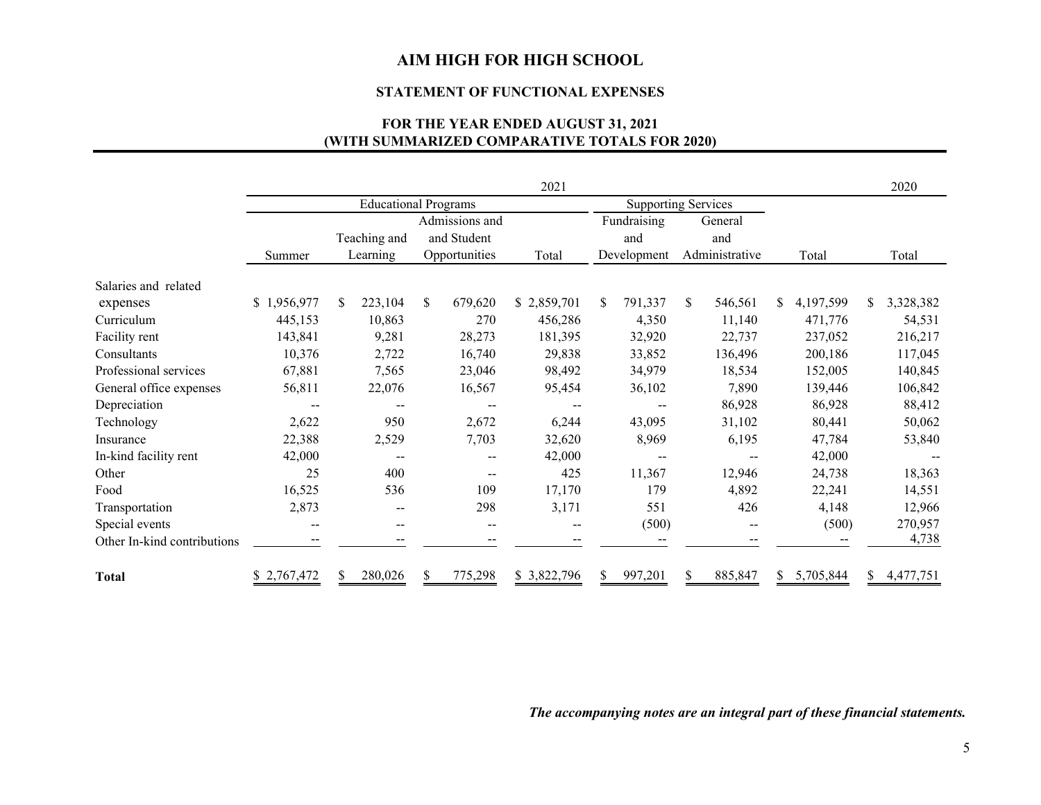# AIM HIGH FOR HIGH SCHOOL

## STATEMENT OF FUNCTIONAL EXPENSES

### FOR THE YEAR ENDED AUGUST 31, 2021
### (WITH SUMMARIZED COMPARATIVE TOTALS FOR 2020)

| | 2021 | | | | | | | 2020 |
|---|---|---|---|---|---|---|---|---|
| | Educational Programs | | | | Supporting Services | | | |
| | Summer | Teaching and Learning | Admissions and and Student Opportunities | Total | Fundraising and Development | General and Administrative | Total | Total |
| Salaries and related expenses | $ 1,956,977 | $ 223,104 | $ 679,620 | $ 2,859,701 | $ 791,337 | $ 546,561 | $ 4,197,599 | $ 3,328,382 |
| Curriculum | 445,153 | 10,863 | 270 | 456,286 | 4,350 | 11,140 | 471,776 | 54,531 |
| Facility rent | 143,841 | 9,281 | 28,273 | 181,395 | 32,920 | 22,737 | 237,052 | 216,217 |
| Consultants | 10,376 | 2,722 | 16,740 | 29,838 | 33,852 | 136,496 | 200,186 | 117,045 |
| Professional services | 67,881 | 7,565 | 23,046 | 98,492 | 34,979 | 18,534 | 152,005 | 140,845 |
| General office expenses | 56,811 | 22,076 | 16,567 | 95,454 | 36,102 | 7,890 | 139,446 | 106,842 |
| Depreciation | -- | -- | -- | -- | -- | 86,928 | 86,928 | 88,412 |
| Technology | 2,622 | 950 | 2,672 | 6,244 | 43,095 | 31,102 | 80,441 | 50,062 |
| Insurance | 22,388 | 2,529 | 7,703 | 32,620 | 8,969 | 6,195 | 47,784 | 53,840 |
| In-kind facility rent | 42,000 | -- | -- | 42,000 | -- | -- | 42,000 | -- |
| Other | 25 | 400 | -- | 425 | 11,367 | 12,946 | 24,738 | 18,363 |
| Food | 16,525 | 536 | 109 | 17,170 | 179 | 4,892 | 22,241 | 14,551 |
| Transportation | 2,873 | -- | 298 | 3,171 | 551 | 426 | 4,148 | 12,966 |
| Special events | -- | -- | -- | -- | (500) | -- | (500) | 270,957 |
| Other In-kind contributions | -- | -- | -- | -- | -- | -- | -- | 4,738 |
| **Total** | $ 2,767,472 | $ 280,026 | $ 775,298 | $ 3,822,796 | $ 997,201 | $ 885,847 | $ 5,705,844 | $ 4,477,751 |

***The accompanying notes are an integral part of these financial statements.***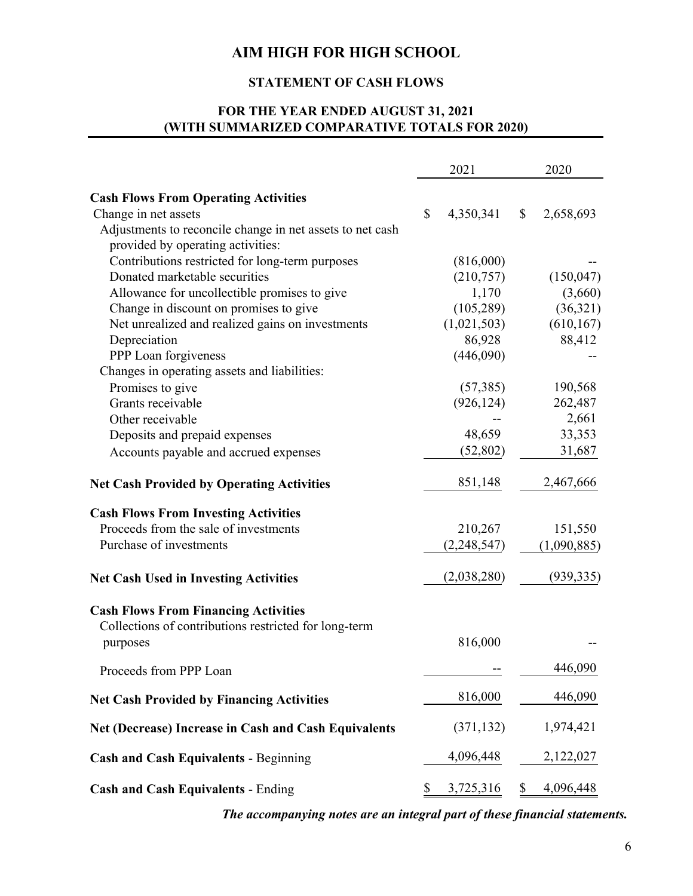# AIM HIGH FOR HIGH SCHOOL

## STATEMENT OF CASH FLOWS

### FOR THE YEAR ENDED AUGUST 31, 2021
### (WITH SUMMARIZED COMPARATIVE TOTALS FOR 2020)

| | 2021 | 2020 |
|---|---|---|
| **Cash Flows From Operating Activities** | | |
| Change in net assets | $ 4,350,341 | $ 2,658,693 |
| Adjustments to reconcile change in net assets to net cash provided by operating activities: | | |
| Contributions restricted for long-term purposes | (816,000) | -- |
| Donated marketable securities | (210,757) | (150,047) |
| Allowance for uncollectible promises to give | 1,170 | (3,660) |
| Change in discount on promises to give | (105,289) | (36,321) |
| Net unrealized and realized gains on investments | (1,021,503) | (610,167) |
| Depreciation | 86,928 | 88,412 |
| PPP Loan forgiveness | (446,090) | -- |
| Changes in operating assets and liabilities: | | |
| Promises to give | (57,385) | 190,568 |
| Grants receivable | (926,124) | 262,487 |
| Other receivable | -- | 2,661 |
| Deposits and prepaid expenses | 48,659 | 33,353 |
| Accounts payable and accrued expenses | (52,802) | 31,687 |
| **Net Cash Provided by Operating Activities** | 851,148 | 2,467,666 |
| **Cash Flows From Investing Activities** | | |
| Proceeds from the sale of investments | 210,267 | 151,550 |
| Purchase of investments | (2,248,547) | (1,090,885) |
| **Net Cash Used in Investing Activities** | (2,038,280) | (939,335) |
| **Cash Flows From Financing Activities** | | |
| Collections of contributions restricted for long-term purposes | 816,000 | -- |
| Proceeds from PPP Loan | -- | 446,090 |
| **Net Cash Provided by Financing Activities** | 816,000 | 446,090 |
| **Net (Decrease) Increase in Cash and Cash Equivalents** | (371,132) | 1,974,421 |
| **Cash and Cash Equivalents** - Beginning | 4,096,448 | 2,122,027 |
| **Cash and Cash Equivalents** - Ending | $ 3,725,316 | $ 4,096,448 |

***The accompanying notes are an integral part of these financial statements.***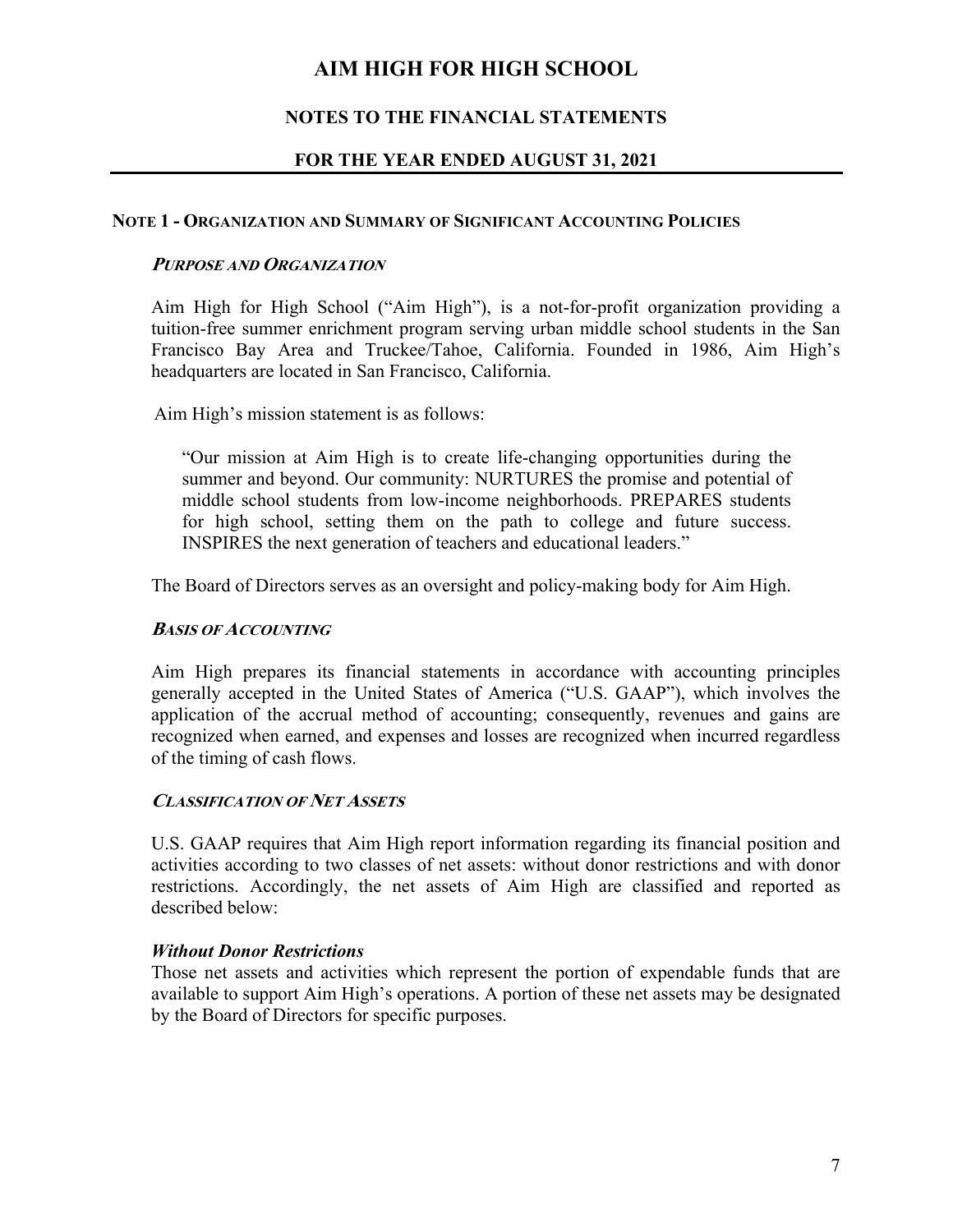# AIM HIGH FOR HIGH SCHOOL

## NOTES TO THE FINANCIAL STATEMENTS

## FOR THE YEAR ENDED AUGUST 31, 2021

### NOTE 1 - ORGANIZATION AND SUMMARY OF SIGNIFICANT ACCOUNTING POLICIES

***PURPOSE AND ORGANIZATION***

Aim High for High School ("Aim High"), is a not-for-profit organization providing a tuition-free summer enrichment program serving urban middle school students in the San Francisco Bay Area and Truckee/Tahoe, California. Founded in 1986, Aim High's headquarters are located in San Francisco, California.

Aim High's mission statement is as follows:

> "Our mission at Aim High is to create life-changing opportunities during the summer and beyond. Our community: NURTURES the promise and potential of middle school students from low-income neighborhoods. PREPARES students for high school, setting them on the path to college and future success. INSPIRES the next generation of teachers and educational leaders."

The Board of Directors serves as an oversight and policy-making body for Aim High.

***BASIS OF ACCOUNTING***

Aim High prepares its financial statements in accordance with accounting principles generally accepted in the United States of America ("U.S. GAAP"), which involves the application of the accrual method of accounting; consequently, revenues and gains are recognized when earned, and expenses and losses are recognized when incurred regardless of the timing of cash flows.

***CLASSIFICATION OF NET ASSETS***

U.S. GAAP requires that Aim High report information regarding its financial position and activities according to two classes of net assets: without donor restrictions and with donor restrictions. Accordingly, the net assets of Aim High are classified and reported as described below:

***Without Donor Restrictions***

Those net assets and activities which represent the portion of expendable funds that are available to support Aim High's operations. A portion of these net assets may be designated by the Board of Directors for specific purposes.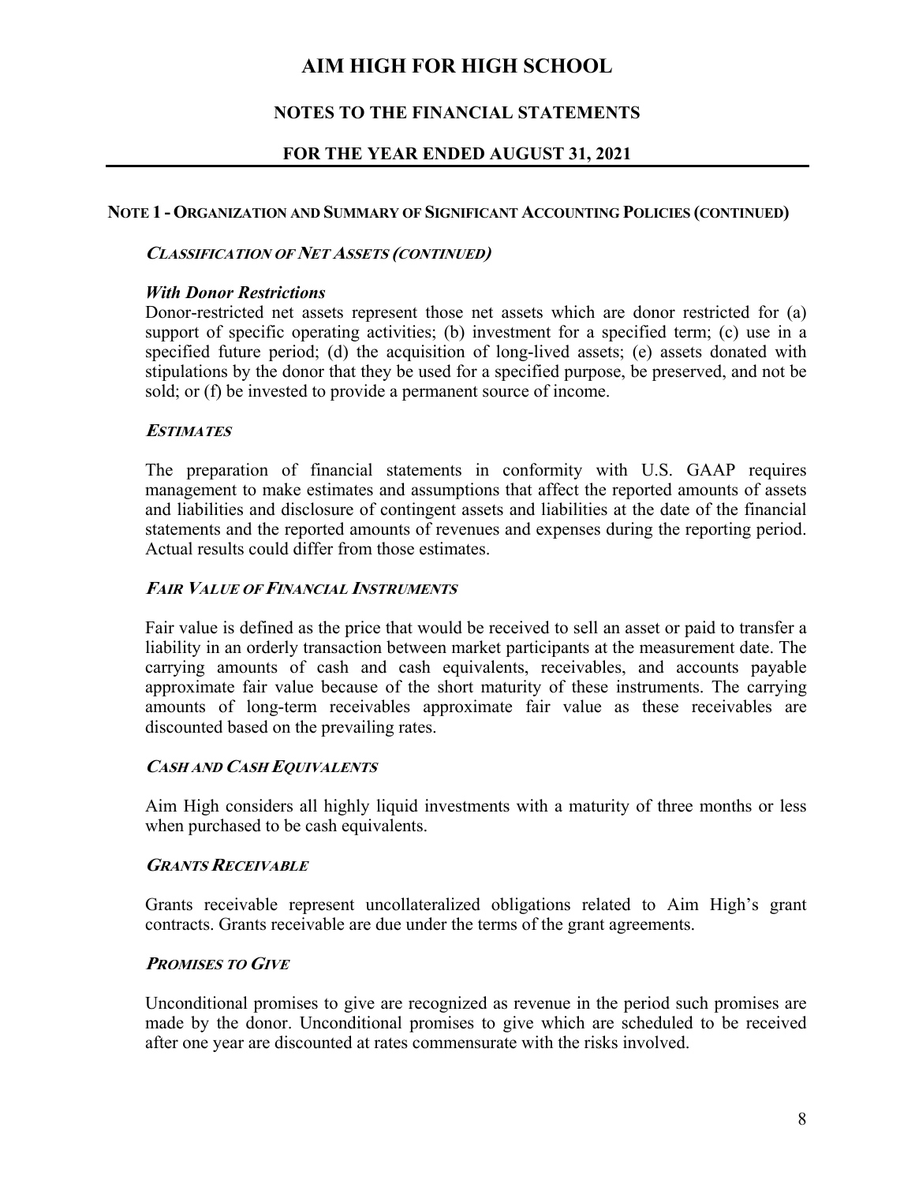# AIM HIGH FOR HIGH SCHOOL

## NOTES TO THE FINANCIAL STATEMENTS

## FOR THE YEAR ENDED AUGUST 31, 2021

### NOTE 1 - ORGANIZATION AND SUMMARY OF SIGNIFICANT ACCOUNTING POLICIES (CONTINUED)

#### *CLASSIFICATION OF NET ASSETS (CONTINUED)*

***With Donor Restrictions***

Donor-restricted net assets represent those net assets which are donor restricted for (a) support of specific operating activities; (b) investment for a specified term; (c) use in a specified future period; (d) the acquisition of long-lived assets; (e) assets donated with stipulations by the donor that they be used for a specified purpose, be preserved, and not be sold; or (f) be invested to provide a permanent source of income.

#### *ESTIMATES*

The preparation of financial statements in conformity with U.S. GAAP requires management to make estimates and assumptions that affect the reported amounts of assets and liabilities and disclosure of contingent assets and liabilities at the date of the financial statements and the reported amounts of revenues and expenses during the reporting period. Actual results could differ from those estimates.

#### *FAIR VALUE OF FINANCIAL INSTRUMENTS*

Fair value is defined as the price that would be received to sell an asset or paid to transfer a liability in an orderly transaction between market participants at the measurement date. The carrying amounts of cash and cash equivalents, receivables, and accounts payable approximate fair value because of the short maturity of these instruments. The carrying amounts of long-term receivables approximate fair value as these receivables are discounted based on the prevailing rates.

#### *CASH AND CASH EQUIVALENTS*

Aim High considers all highly liquid investments with a maturity of three months or less when purchased to be cash equivalents.

#### *GRANTS RECEIVABLE*

Grants receivable represent uncollateralized obligations related to Aim High's grant contracts. Grants receivable are due under the terms of the grant agreements.

#### *PROMISES TO GIVE*

Unconditional promises to give are recognized as revenue in the period such promises are made by the donor. Unconditional promises to give which are scheduled to be received after one year are discounted at rates commensurate with the risks involved.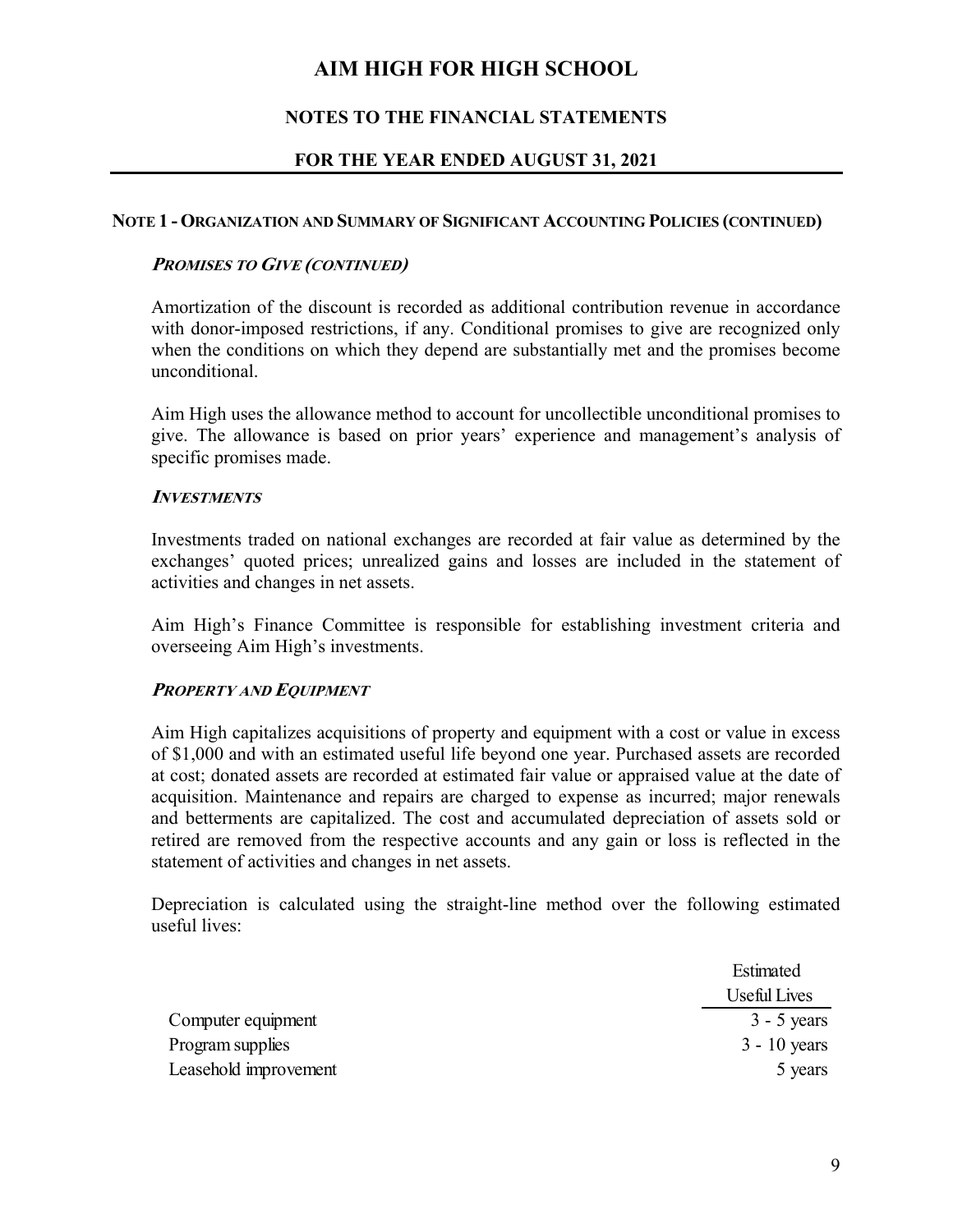# AIM HIGH FOR HIGH SCHOOL

## NOTES TO THE FINANCIAL STATEMENTS

## FOR THE YEAR ENDED AUGUST 31, 2021

### NOTE 1 - ORGANIZATION AND SUMMARY OF SIGNIFICANT ACCOUNTING POLICIES (CONTINUED)

***PROMISES TO GIVE (CONTINUED)***

Amortization of the discount is recorded as additional contribution revenue in accordance with donor-imposed restrictions, if any. Conditional promises to give are recognized only when the conditions on which they depend are substantially met and the promises become unconditional.

Aim High uses the allowance method to account for uncollectible unconditional promises to give. The allowance is based on prior years' experience and management's analysis of specific promises made.

***INVESTMENTS***

Investments traded on national exchanges are recorded at fair value as determined by the exchanges' quoted prices; unrealized gains and losses are included in the statement of activities and changes in net assets.

Aim High's Finance Committee is responsible for establishing investment criteria and overseeing Aim High's investments.

***PROPERTY AND EQUIPMENT***

Aim High capitalizes acquisitions of property and equipment with a cost or value in excess of $1,000 and with an estimated useful life beyond one year. Purchased assets are recorded at cost; donated assets are recorded at estimated fair value or appraised value at the date of acquisition. Maintenance and repairs are charged to expense as incurred; major renewals and betterments are capitalized. The cost and accumulated depreciation of assets sold or retired are removed from the respective accounts and any gain or loss is reflected in the statement of activities and changes in net assets.

Depreciation is calculated using the straight-line method over the following estimated useful lives:

| | Estimated Useful Lives |
|---|---|
| Computer equipment | 3 - 5 years |
| Program supplies | 3 - 10 years |
| Leasehold improvement | 5 years |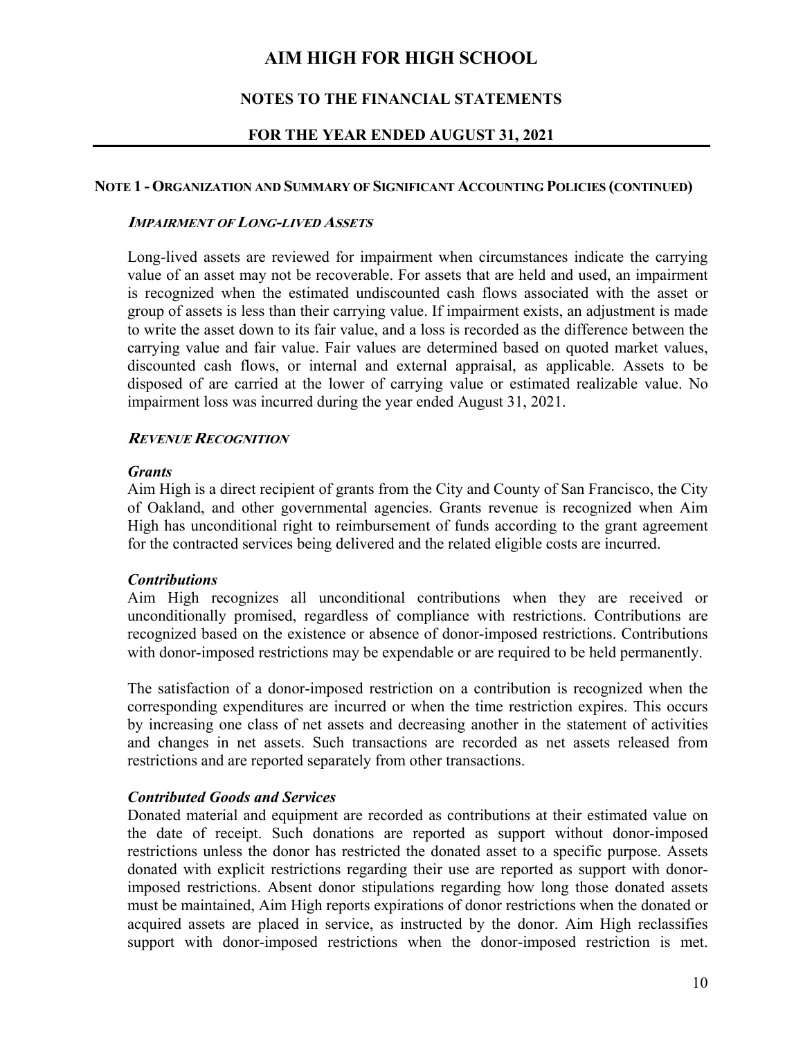# AIM HIGH FOR HIGH SCHOOL

## NOTES TO THE FINANCIAL STATEMENTS

## FOR THE YEAR ENDED AUGUST 31, 2021

### NOTE 1 - ORGANIZATION AND SUMMARY OF SIGNIFICANT ACCOUNTING POLICIES (CONTINUED)

#### *IMPAIRMENT OF LONG-LIVED ASSETS*

Long-lived assets are reviewed for impairment when circumstances indicate the carrying value of an asset may not be recoverable. For assets that are held and used, an impairment is recognized when the estimated undiscounted cash flows associated with the asset or group of assets is less than their carrying value. If impairment exists, an adjustment is made to write the asset down to its fair value, and a loss is recorded as the difference between the carrying value and fair value. Fair values are determined based on quoted market values, discounted cash flows, or internal and external appraisal, as applicable. Assets to be disposed of are carried at the lower of carrying value or estimated realizable value. No impairment loss was incurred during the year ended August 31, 2021.

#### *REVENUE RECOGNITION*

***Grants***

Aim High is a direct recipient of grants from the City and County of San Francisco, the City of Oakland, and other governmental agencies. Grants revenue is recognized when Aim High has unconditional right to reimbursement of funds according to the grant agreement for the contracted services being delivered and the related eligible costs are incurred.

***Contributions***

Aim High recognizes all unconditional contributions when they are received or unconditionally promised, regardless of compliance with restrictions. Contributions are recognized based on the existence or absence of donor-imposed restrictions. Contributions with donor-imposed restrictions may be expendable or are required to be held permanently.

The satisfaction of a donor-imposed restriction on a contribution is recognized when the corresponding expenditures are incurred or when the time restriction expires. This occurs by increasing one class of net assets and decreasing another in the statement of activities and changes in net assets. Such transactions are recorded as net assets released from restrictions and are reported separately from other transactions.

***Contributed Goods and Services***

Donated material and equipment are recorded as contributions at their estimated value on the date of receipt. Such donations are reported as support without donor-imposed restrictions unless the donor has restricted the donated asset to a specific purpose. Assets donated with explicit restrictions regarding their use are reported as support with donor-imposed restrictions. Absent donor stipulations regarding how long those donated assets must be maintained, Aim High reports expirations of donor restrictions when the donated or acquired assets are placed in service, as instructed by the donor. Aim High reclassifies support with donor-imposed restrictions when the donor-imposed restriction is met.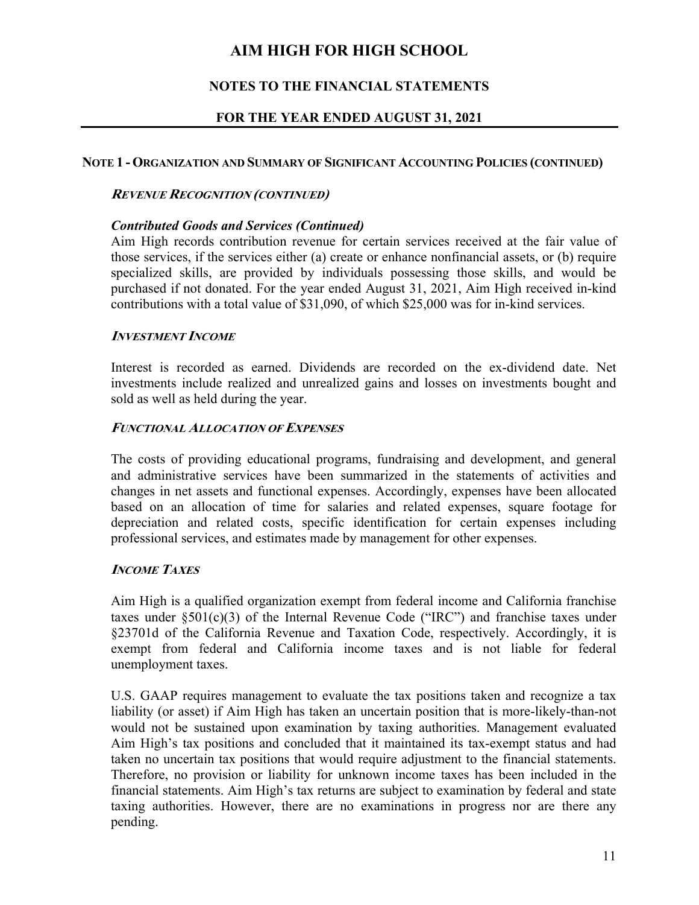# AIM HIGH FOR HIGH SCHOOL

## NOTES TO THE FINANCIAL STATEMENTS

## FOR THE YEAR ENDED AUGUST 31, 2021

### NOTE 1 - ORGANIZATION AND SUMMARY OF SIGNIFICANT ACCOUNTING POLICIES (CONTINUED)

***REVENUE RECOGNITION (CONTINUED)***

***Contributed Goods and Services (Continued)***

Aim High records contribution revenue for certain services received at the fair value of those services, if the services either (a) create or enhance nonfinancial assets, or (b) require specialized skills, are provided by individuals possessing those skills, and would be purchased if not donated. For the year ended August 31, 2021, Aim High received in-kind contributions with a total value of $31,090, of which $25,000 was for in-kind services.

***INVESTMENT INCOME***

Interest is recorded as earned. Dividends are recorded on the ex-dividend date. Net investments include realized and unrealized gains and losses on investments bought and sold as well as held during the year.

***FUNCTIONAL ALLOCATION OF EXPENSES***

The costs of providing educational programs, fundraising and development, and general and administrative services have been summarized in the statements of activities and changes in net assets and functional expenses. Accordingly, expenses have been allocated based on an allocation of time for salaries and related expenses, square footage for depreciation and related costs, specific identification for certain expenses including professional services, and estimates made by management for other expenses.

***INCOME TAXES***

Aim High is a qualified organization exempt from federal income and California franchise taxes under §501(c)(3) of the Internal Revenue Code ("IRC") and franchise taxes under §23701d of the California Revenue and Taxation Code, respectively. Accordingly, it is exempt from federal and California income taxes and is not liable for federal unemployment taxes.

U.S. GAAP requires management to evaluate the tax positions taken and recognize a tax liability (or asset) if Aim High has taken an uncertain position that is more-likely-than-not would not be sustained upon examination by taxing authorities. Management evaluated Aim High's tax positions and concluded that it maintained its tax-exempt status and had taken no uncertain tax positions that would require adjustment to the financial statements. Therefore, no provision or liability for unknown income taxes has been included in the financial statements. Aim High's tax returns are subject to examination by federal and state taxing authorities. However, there are no examinations in progress nor are there any pending.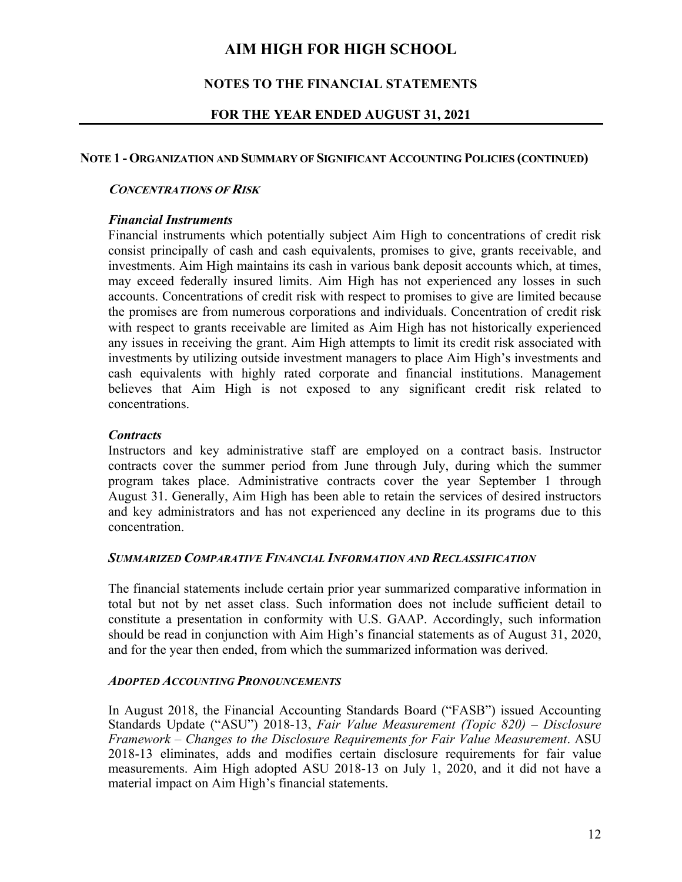# AIM HIGH FOR HIGH SCHOOL

## NOTES TO THE FINANCIAL STATEMENTS

## FOR THE YEAR ENDED AUGUST 31, 2021

### NOTE 1 - ORGANIZATION AND SUMMARY OF SIGNIFICANT ACCOUNTING POLICIES (CONTINUED)

#### *CONCENTRATIONS OF RISK*

***Financial Instruments***

Financial instruments which potentially subject Aim High to concentrations of credit risk consist principally of cash and cash equivalents, promises to give, grants receivable, and investments. Aim High maintains its cash in various bank deposit accounts which, at times, may exceed federally insured limits. Aim High has not experienced any losses in such accounts. Concentrations of credit risk with respect to promises to give are limited because the promises are from numerous corporations and individuals. Concentration of credit risk with respect to grants receivable are limited as Aim High has not historically experienced any issues in receiving the grant. Aim High attempts to limit its credit risk associated with investments by utilizing outside investment managers to place Aim High's investments and cash equivalents with highly rated corporate and financial institutions. Management believes that Aim High is not exposed to any significant credit risk related to concentrations.

***Contracts***

Instructors and key administrative staff are employed on a contract basis. Instructor contracts cover the summer period from June through July, during which the summer program takes place. Administrative contracts cover the year September 1 through August 31. Generally, Aim High has been able to retain the services of desired instructors and key administrators and has not experienced any decline in its programs due to this concentration.

#### *SUMMARIZED COMPARATIVE FINANCIAL INFORMATION AND RECLASSIFICATION*

The financial statements include certain prior year summarized comparative information in total but not by net asset class. Such information does not include sufficient detail to constitute a presentation in conformity with U.S. GAAP. Accordingly, such information should be read in conjunction with Aim High's financial statements as of August 31, 2020, and for the year then ended, from which the summarized information was derived.

#### *ADOPTED ACCOUNTING PRONOUNCEMENTS*

In August 2018, the Financial Accounting Standards Board ("FASB") issued Accounting Standards Update ("ASU") 2018-13, *Fair Value Measurement (Topic 820) – Disclosure Framework – Changes to the Disclosure Requirements for Fair Value Measurement*. ASU 2018-13 eliminates, adds and modifies certain disclosure requirements for fair value measurements. Aim High adopted ASU 2018-13 on July 1, 2020, and it did not have a material impact on Aim High's financial statements.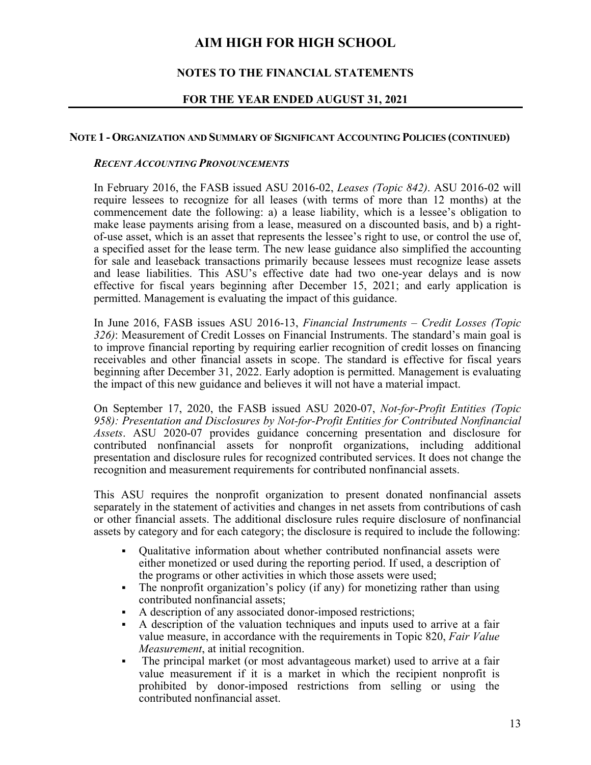**NOTE 1 - ORGANIZATION AND SUMMARY OF SIGNIFICANT ACCOUNTING POLICIES (CONTINUED)**

***RECENT ACCOUNTING PRONOUNCEMENTS***

In February 2016, the FASB issued ASU 2016-02, *Leases (Topic 842)*. ASU 2016-02 will require lessees to recognize for all leases (with terms of more than 12 months) at the commencement date the following: a) a lease liability, which is a lessee's obligation to make lease payments arising from a lease, measured on a discounted basis, and b) a right-of-use asset, which is an asset that represents the lessee's right to use, or control the use of, a specified asset for the lease term. The new lease guidance also simplified the accounting for sale and leaseback transactions primarily because lessees must recognize lease assets and lease liabilities. This ASU's effective date had two one-year delays and is now effective for fiscal years beginning after December 15, 2021; and early application is permitted. Management is evaluating the impact of this guidance.

In June 2016, FASB issues ASU 2016-13, *Financial Instruments – Credit Losses (Topic 326)*: Measurement of Credit Losses on Financial Instruments. The standard's main goal is to improve financial reporting by requiring earlier recognition of credit losses on financing receivables and other financial assets in scope. The standard is effective for fiscal years beginning after December 31, 2022. Early adoption is permitted. Management is evaluating the impact of this new guidance and believes it will not have a material impact.

On September 17, 2020, the FASB issued ASU 2020-07, *Not-for-Profit Entities (Topic 958): Presentation and Disclosures by Not-for-Profit Entities for Contributed Nonfinancial Assets*. ASU 2020-07 provides guidance concerning presentation and disclosure for contributed nonfinancial assets for nonprofit organizations, including additional presentation and disclosure rules for recognized contributed services. It does not change the recognition and measurement requirements for contributed nonfinancial assets.

This ASU requires the nonprofit organization to present donated nonfinancial assets separately in the statement of activities and changes in net assets from contributions of cash or other financial assets. The additional disclosure rules require disclosure of nonfinancial assets by category and for each category; the disclosure is required to include the following:

- Qualitative information about whether contributed nonfinancial assets were either monetized or used during the reporting period. If used, a description of the programs or other activities in which those assets were used;
- The nonprofit organization's policy (if any) for monetizing rather than using contributed nonfinancial assets;
- A description of any associated donor-imposed restrictions;
- A description of the valuation techniques and inputs used to arrive at a fair value measure, in accordance with the requirements in Topic 820, *Fair Value Measurement*, at initial recognition.
- The principal market (or most advantageous market) used to arrive at a fair value measurement if it is a market in which the recipient nonprofit is prohibited by donor-imposed restrictions from selling or using the contributed nonfinancial asset.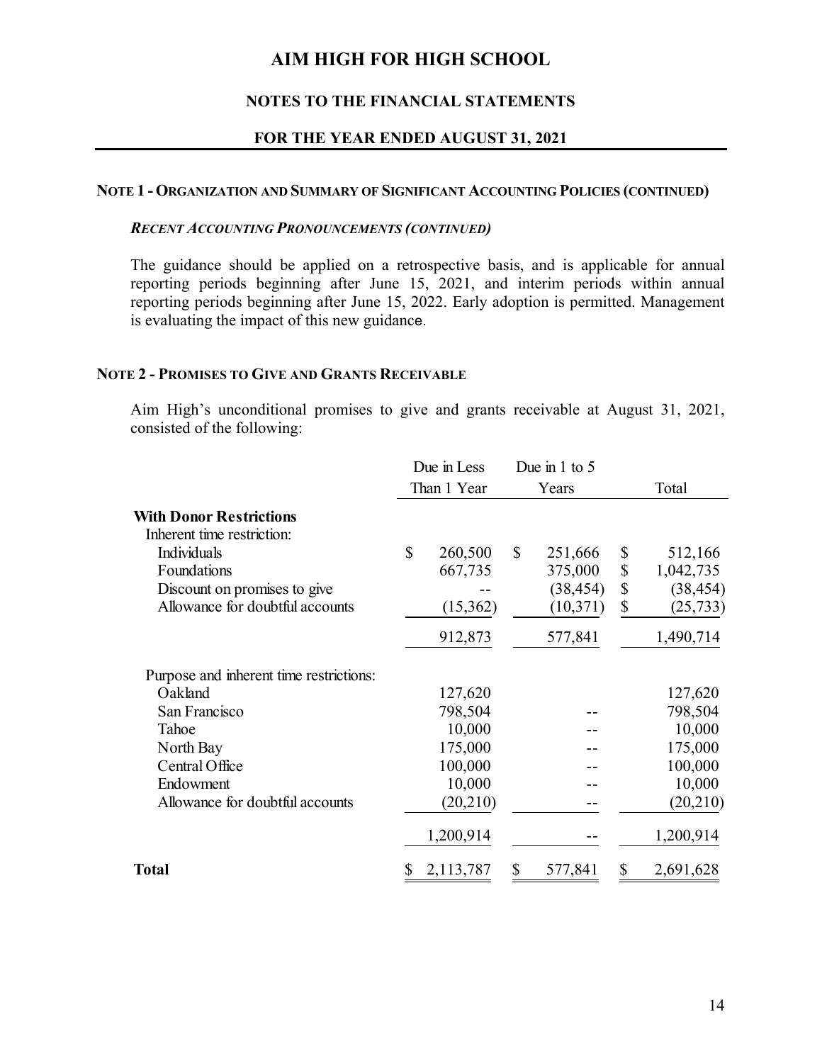# AIM HIGH FOR HIGH SCHOOL

## NOTES TO THE FINANCIAL STATEMENTS

## FOR THE YEAR ENDED AUGUST 31, 2021

### NOTE 1 - ORGANIZATION AND SUMMARY OF SIGNIFICANT ACCOUNTING POLICIES (CONTINUED)

***RECENT ACCOUNTING PRONOUNCEMENTS (CONTINUED)***

The guidance should be applied on a retrospective basis, and is applicable for annual reporting periods beginning after June 15, 2021, and interim periods within annual reporting periods beginning after June 15, 2022. Early adoption is permitted. Management is evaluating the impact of this new guidance.

### NOTE 2 - PROMISES TO GIVE AND GRANTS RECEIVABLE

Aim High's unconditional promises to give and grants receivable at August 31, 2021, consisted of the following:

| | Due in Less Than 1 Year | Due in 1 to 5 Years | Total |
|---|---|---|---|
| **With Donor Restrictions** | | | |
| Inherent time restriction: | | | |
| Individuals | $ 260,500 | $ 251,666 | $ 512,166 |
| Foundations | 667,735 | 375,000 | $ 1,042,735 |
| Discount on promises to give | -- | (38,454) | $ (38,454) |
| Allowance for doubtful accounts | (15,362) | (10,371) | $ (25,733) |
| | 912,873 | 577,841 | 1,490,714 |
| Purpose and inherent time restrictions: | | | |
| Oakland | 127,620 | | 127,620 |
| San Francisco | 798,504 | -- | 798,504 |
| Tahoe | 10,000 | -- | 10,000 |
| North Bay | 175,000 | -- | 175,000 |
| Central Office | 100,000 | -- | 100,000 |
| Endowment | 10,000 | -- | 10,000 |
| Allowance for doubtful accounts | (20,210) | -- | (20,210) |
| | 1,200,914 | -- | 1,200,914 |
| **Total** | $ 2,113,787 | $ 577,841 | $ 2,691,628 |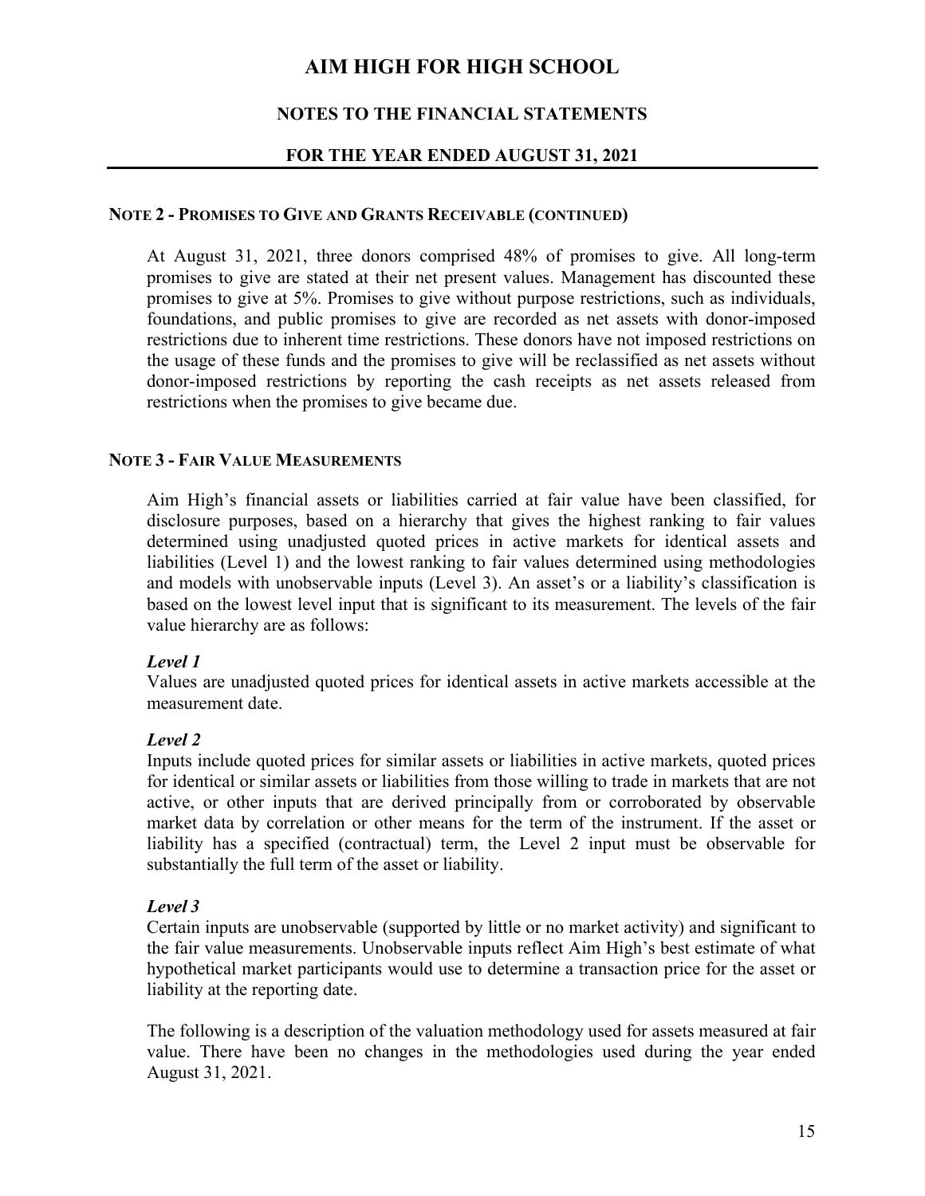# AIM HIGH FOR HIGH SCHOOL

## NOTES TO THE FINANCIAL STATEMENTS

## FOR THE YEAR ENDED AUGUST 31, 2021

### NOTE 2 - PROMISES TO GIVE AND GRANTS RECEIVABLE (CONTINUED)

At August 31, 2021, three donors comprised 48% of promises to give. All long-term promises to give are stated at their net present values. Management has discounted these promises to give at 5%. Promises to give without purpose restrictions, such as individuals, foundations, and public promises to give are recorded as net assets with donor-imposed restrictions due to inherent time restrictions. These donors have not imposed restrictions on the usage of these funds and the promises to give will be reclassified as net assets without donor-imposed restrictions by reporting the cash receipts as net assets released from restrictions when the promises to give became due.

### NOTE 3 - FAIR VALUE MEASUREMENTS

Aim High's financial assets or liabilities carried at fair value have been classified, for disclosure purposes, based on a hierarchy that gives the highest ranking to fair values determined using unadjusted quoted prices in active markets for identical assets and liabilities (Level 1) and the lowest ranking to fair values determined using methodologies and models with unobservable inputs (Level 3). An asset's or a liability's classification is based on the lowest level input that is significant to its measurement. The levels of the fair value hierarchy are as follows:

***Level 1***
Values are unadjusted quoted prices for identical assets in active markets accessible at the measurement date.

***Level 2***
Inputs include quoted prices for similar assets or liabilities in active markets, quoted prices for identical or similar assets or liabilities from those willing to trade in markets that are not active, or other inputs that are derived principally from or corroborated by observable market data by correlation or other means for the term of the instrument. If the asset or liability has a specified (contractual) term, the Level 2 input must be observable for substantially the full term of the asset or liability.

***Level 3***
Certain inputs are unobservable (supported by little or no market activity) and significant to the fair value measurements. Unobservable inputs reflect Aim High's best estimate of what hypothetical market participants would use to determine a transaction price for the asset or liability at the reporting date.

The following is a description of the valuation methodology used for assets measured at fair value. There have been no changes in the methodologies used during the year ended August 31, 2021.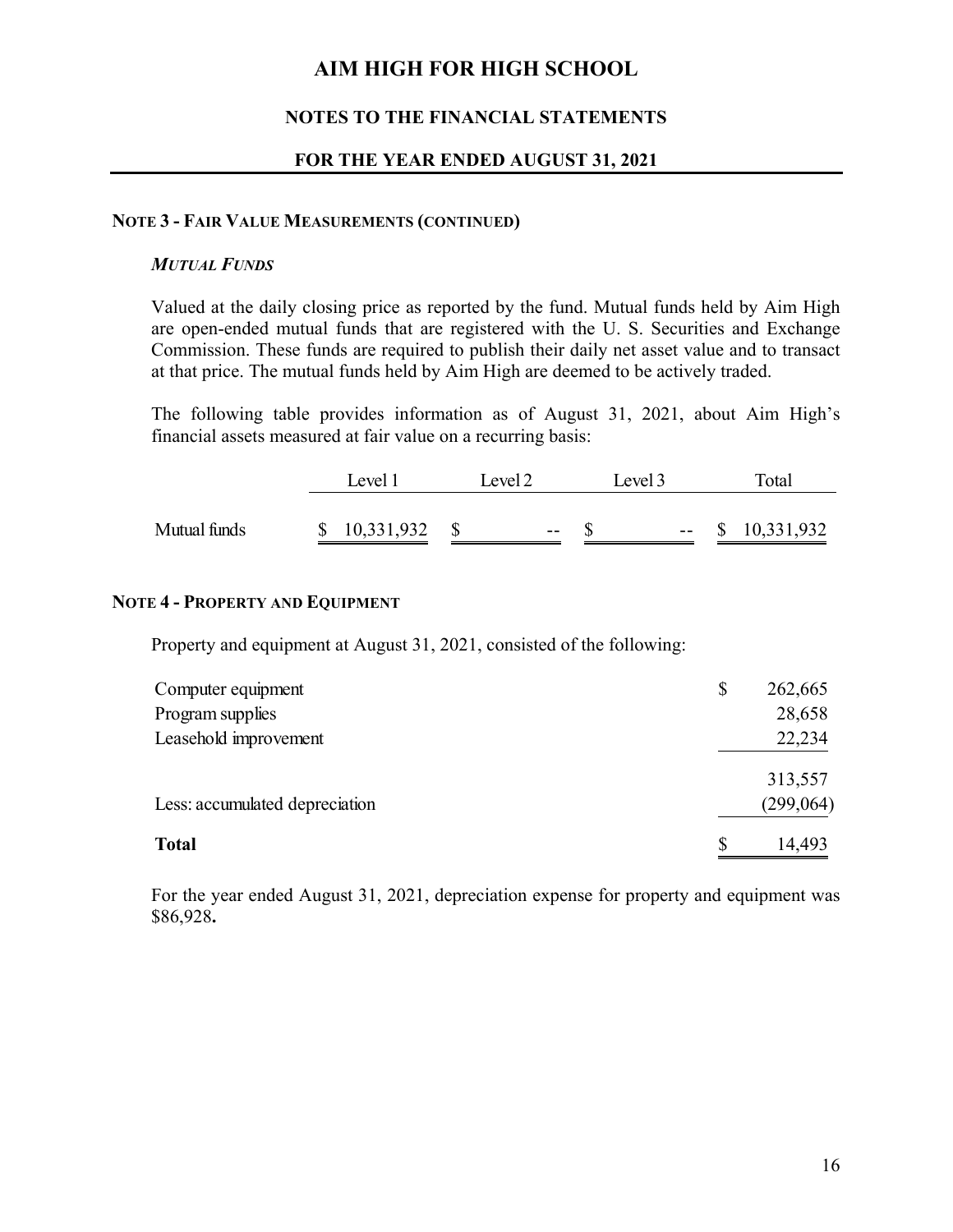# AIM HIGH FOR HIGH SCHOOL

## NOTES TO THE FINANCIAL STATEMENTS

## FOR THE YEAR ENDED AUGUST 31, 2021

### NOTE 3 - FAIR VALUE MEASUREMENTS (CONTINUED)

#### *MUTUAL FUNDS*

Valued at the daily closing price as reported by the fund. Mutual funds held by Aim High are open-ended mutual funds that are registered with the U. S. Securities and Exchange Commission. These funds are required to publish their daily net asset value and to transact at that price. The mutual funds held by Aim High are deemed to be actively traded.

The following table provides information as of August 31, 2021, about Aim High's financial assets measured at fair value on a recurring basis:

| | Level 1 | Level 2 | Level 3 | Total |
|---|---|---|---|---|
| Mutual funds | $ 10,331,932 | $ -- | $ -- | $ 10,331,932 |

### NOTE 4 - PROPERTY AND EQUIPMENT

Property and equipment at August 31, 2021, consisted of the following:

| | |
|---|---|
| Computer equipment | $ 262,665 |
| Program supplies | 28,658 |
| Leasehold improvement | 22,234 |
| | 313,557 |
| Less: accumulated depreciation | (299,064) |
| **Total** | $ 14,493 |

For the year ended August 31, 2021, depreciation expense for property and equipment was $86,928**.**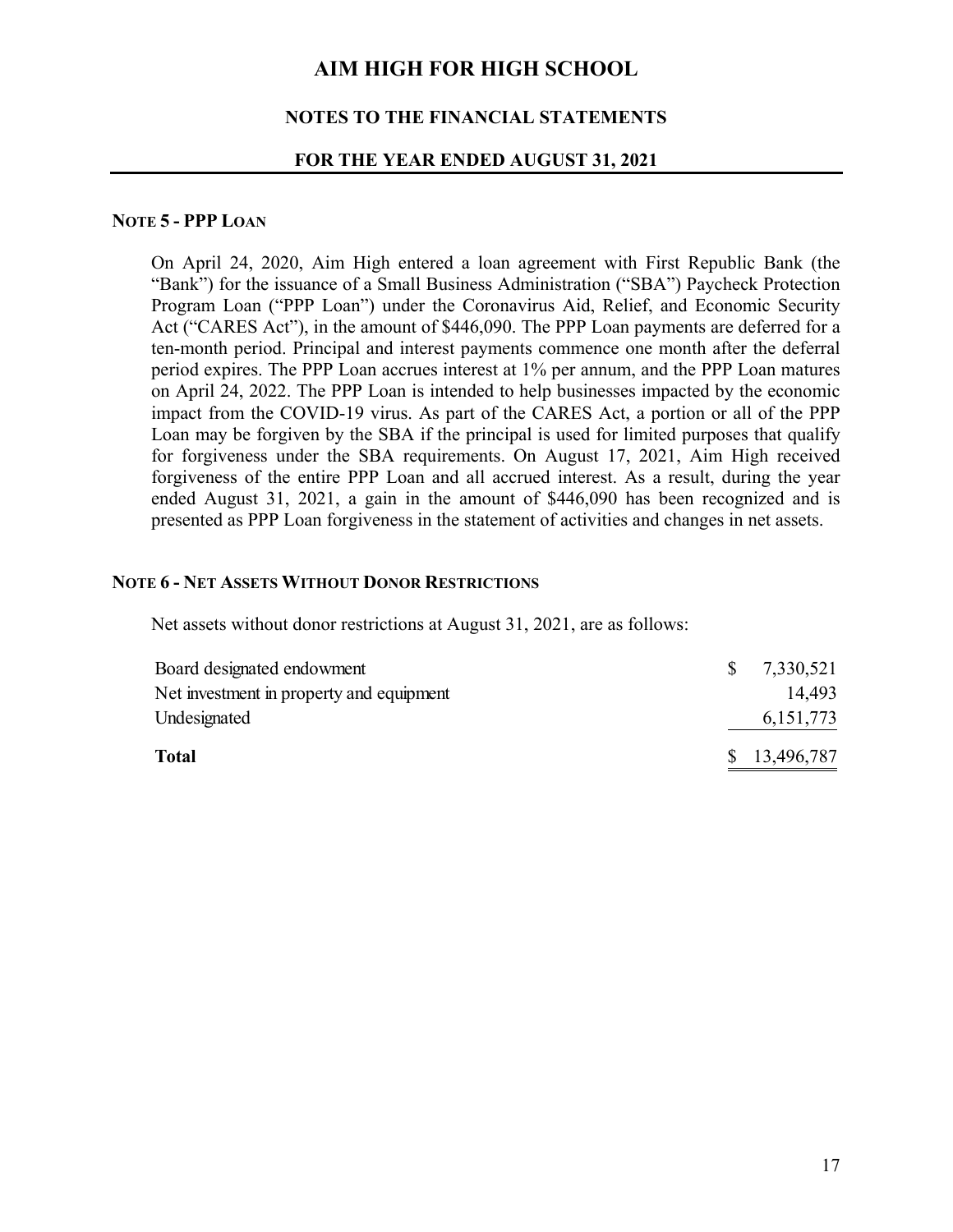# AIM HIGH FOR HIGH SCHOOL

## NOTES TO THE FINANCIAL STATEMENTS

### FOR THE YEAR ENDED AUGUST 31, 2021

**NOTE 5 - PPP LOAN**

On April 24, 2020, Aim High entered a loan agreement with First Republic Bank (the "Bank") for the issuance of a Small Business Administration ("SBA") Paycheck Protection Program Loan ("PPP Loan") under the Coronavirus Aid, Relief, and Economic Security Act ("CARES Act"), in the amount of $446,090. The PPP Loan payments are deferred for a ten-month period. Principal and interest payments commence one month after the deferral period expires. The PPP Loan accrues interest at 1% per annum, and the PPP Loan matures on April 24, 2022. The PPP Loan is intended to help businesses impacted by the economic impact from the COVID-19 virus. As part of the CARES Act, a portion or all of the PPP Loan may be forgiven by the SBA if the principal is used for limited purposes that qualify for forgiveness under the SBA requirements. On August 17, 2021, Aim High received forgiveness of the entire PPP Loan and all accrued interest. As a result, during the year ended August 31, 2021, a gain in the amount of $446,090 has been recognized and is presented as PPP Loan forgiveness in the statement of activities and changes in net assets.

**NOTE 6 - NET ASSETS WITHOUT DONOR RESTRICTIONS**

Net assets without donor restrictions at August 31, 2021, are as follows:

| | |
|---|---|
| Board designated endowment | $ 7,330,521 |
| Net investment in property and equipment | 14,493 |
| Undesignated | 6,151,773 |
| **Total** | $ 13,496,787 |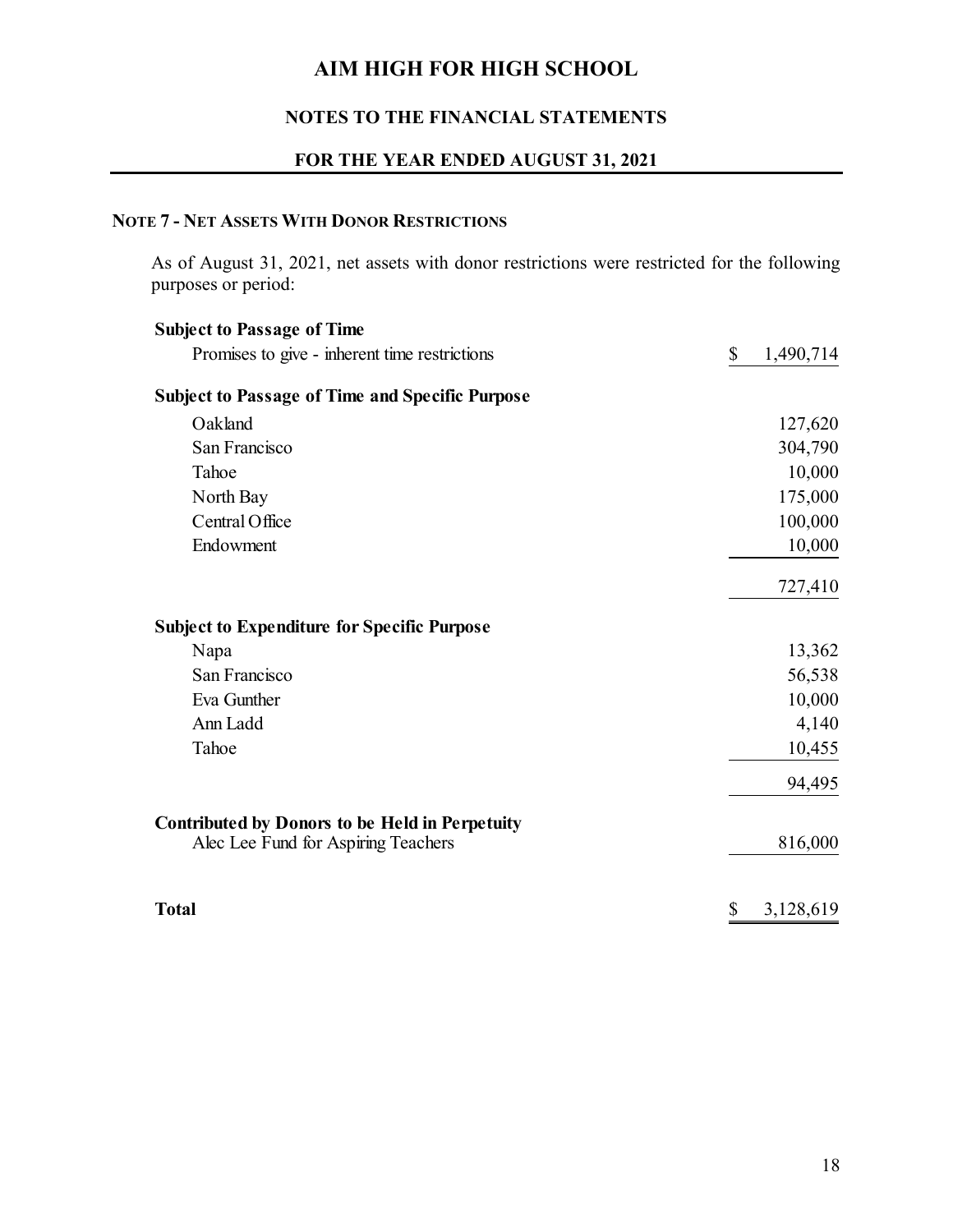# AIM HIGH FOR HIGH SCHOOL

## NOTES TO THE FINANCIAL STATEMENTS

## FOR THE YEAR ENDED AUGUST 31, 2021

### NOTE 7 - NET ASSETS WITH DONOR RESTRICTIONS

As of August 31, 2021, net assets with donor restrictions were restricted for the following purposes or period:

| | |
|---|---|
| **Subject to Passage of Time** | |
| Promises to give - inherent time restrictions | $ 1,490,714 |
| **Subject to Passage of Time and Specific Purpose** | |
| Oakland | 127,620 |
| San Francisco | 304,790 |
| Tahoe | 10,000 |
| North Bay | 175,000 |
| Central Office | 100,000 |
| Endowment | 10,000 |
| | 727,410 |
| **Subject to Expenditure for Specific Purpose** | |
| Napa | 13,362 |
| San Francisco | 56,538 |
| Eva Gunther | 10,000 |
| Ann Ladd | 4,140 |
| Tahoe | 10,455 |
| | 94,495 |
| **Contributed by Donors to be Held in Perpetuity** | |
| Alec Lee Fund for Aspiring Teachers | 816,000 |
| **Total** | $ 3,128,619 |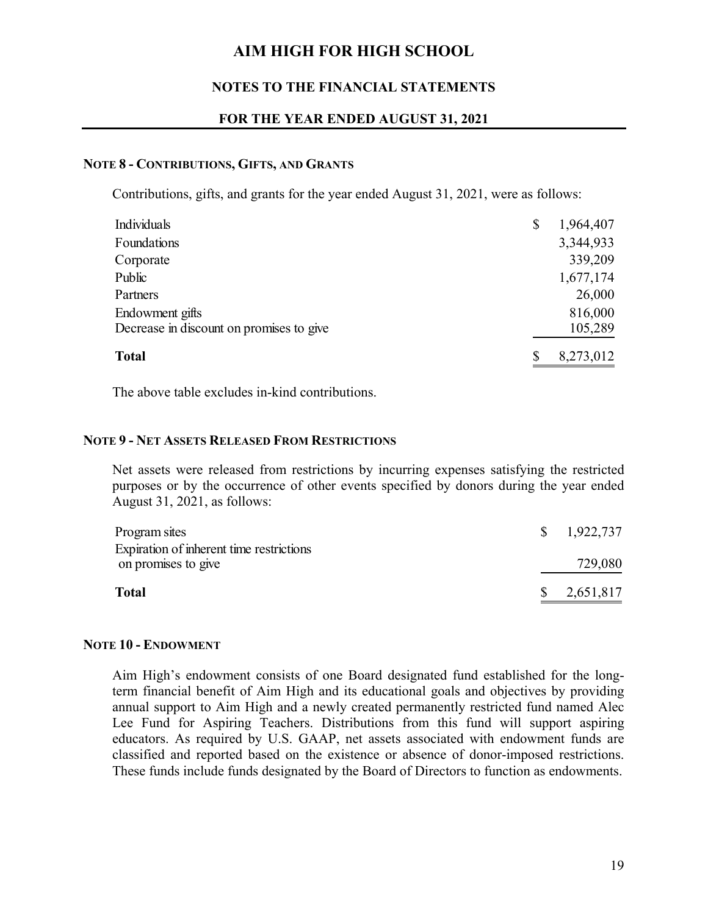# AIM HIGH FOR HIGH SCHOOL

## NOTES TO THE FINANCIAL STATEMENTS

## FOR THE YEAR ENDED AUGUST 31, 2021

### NOTE 8 - CONTRIBUTIONS, GIFTS, AND GRANTS

Contributions, gifts, and grants for the year ended August 31, 2021, were as follows:

| | |
|---|---|
| Individuals | $ 1,964,407 |
| Foundations | 3,344,933 |
| Corporate | 339,209 |
| Public | 1,677,174 |
| Partners | 26,000 |
| Endowment gifts | 816,000 |
| Decrease in discount on promises to give | 105,289 |
| **Total** | $ 8,273,012 |

The above table excludes in-kind contributions.

### NOTE 9 - NET ASSETS RELEASED FROM RESTRICTIONS

Net assets were released from restrictions by incurring expenses satisfying the restricted purposes or by the occurrence of other events specified by donors during the year ended August 31, 2021, as follows:

| | |
|---|---|
| Program sites | $ 1,922,737 |
| Expiration of inherent time restrictions on promises to give | 729,080 |
| **Total** | $ 2,651,817 |

### NOTE 10 - ENDOWMENT

Aim High's endowment consists of one Board designated fund established for the long-term financial benefit of Aim High and its educational goals and objectives by providing annual support to Aim High and a newly created permanently restricted fund named Alec Lee Fund for Aspiring Teachers. Distributions from this fund will support aspiring educators. As required by U.S. GAAP, net assets associated with endowment funds are classified and reported based on the existence or absence of donor-imposed restrictions. These funds include funds designated by the Board of Directors to function as endowments.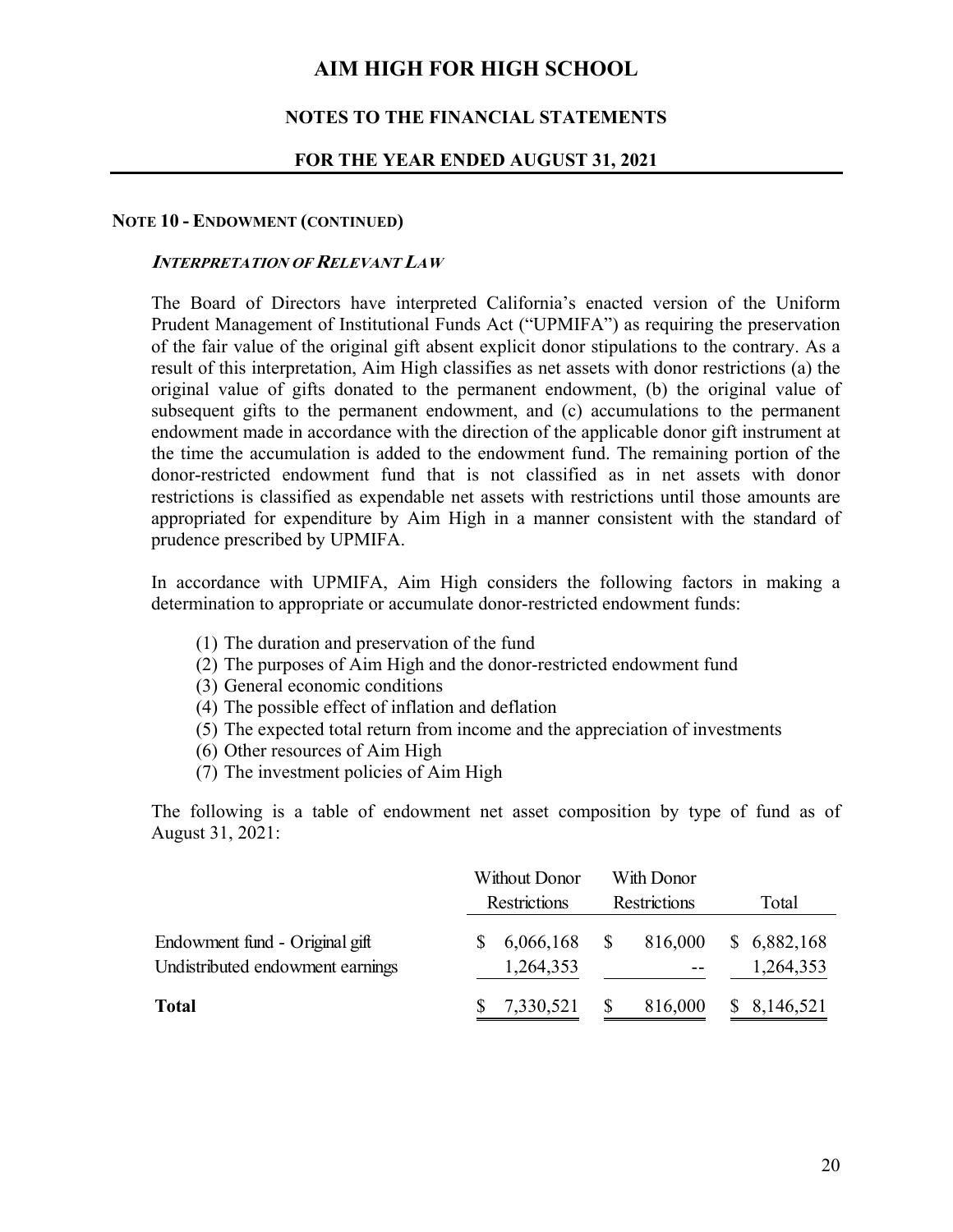# AIM HIGH FOR HIGH SCHOOL

## NOTES TO THE FINANCIAL STATEMENTS

## FOR THE YEAR ENDED AUGUST 31, 2021

### NOTE 10 - ENDOWMENT (CONTINUED)

***INTERPRETATION OF RELEVANT LAW***

The Board of Directors have interpreted California's enacted version of the Uniform Prudent Management of Institutional Funds Act ("UPMIFA") as requiring the preservation of the fair value of the original gift absent explicit donor stipulations to the contrary. As a result of this interpretation, Aim High classifies as net assets with donor restrictions (a) the original value of gifts donated to the permanent endowment, (b) the original value of subsequent gifts to the permanent endowment, and (c) accumulations to the permanent endowment made in accordance with the direction of the applicable donor gift instrument at the time the accumulation is added to the endowment fund. The remaining portion of the donor-restricted endowment fund that is not classified as in net assets with donor restrictions is classified as expendable net assets with restrictions until those amounts are appropriated for expenditure by Aim High in a manner consistent with the standard of prudence prescribed by UPMIFA.

In accordance with UPMIFA, Aim High considers the following factors in making a determination to appropriate or accumulate donor-restricted endowment funds:

(1) The duration and preservation of the fund
(2) The purposes of Aim High and the donor-restricted endowment fund
(3) General economic conditions
(4) The possible effect of inflation and deflation
(5) The expected total return from income and the appreciation of investments
(6) Other resources of Aim High
(7) The investment policies of Aim High

The following is a table of endowment net asset composition by type of fund as of August 31, 2021:

| | Without Donor Restrictions | With Donor Restrictions | Total |
|---|---|---|---|
| Endowment fund - Original gift | $ 6,066,168 | $ 816,000 | $ 6,882,168 |
| Undistributed endowment earnings | 1,264,353 | -- | 1,264,353 |
| **Total** | $ 7,330,521 | $ 816,000 | $ 8,146,521 |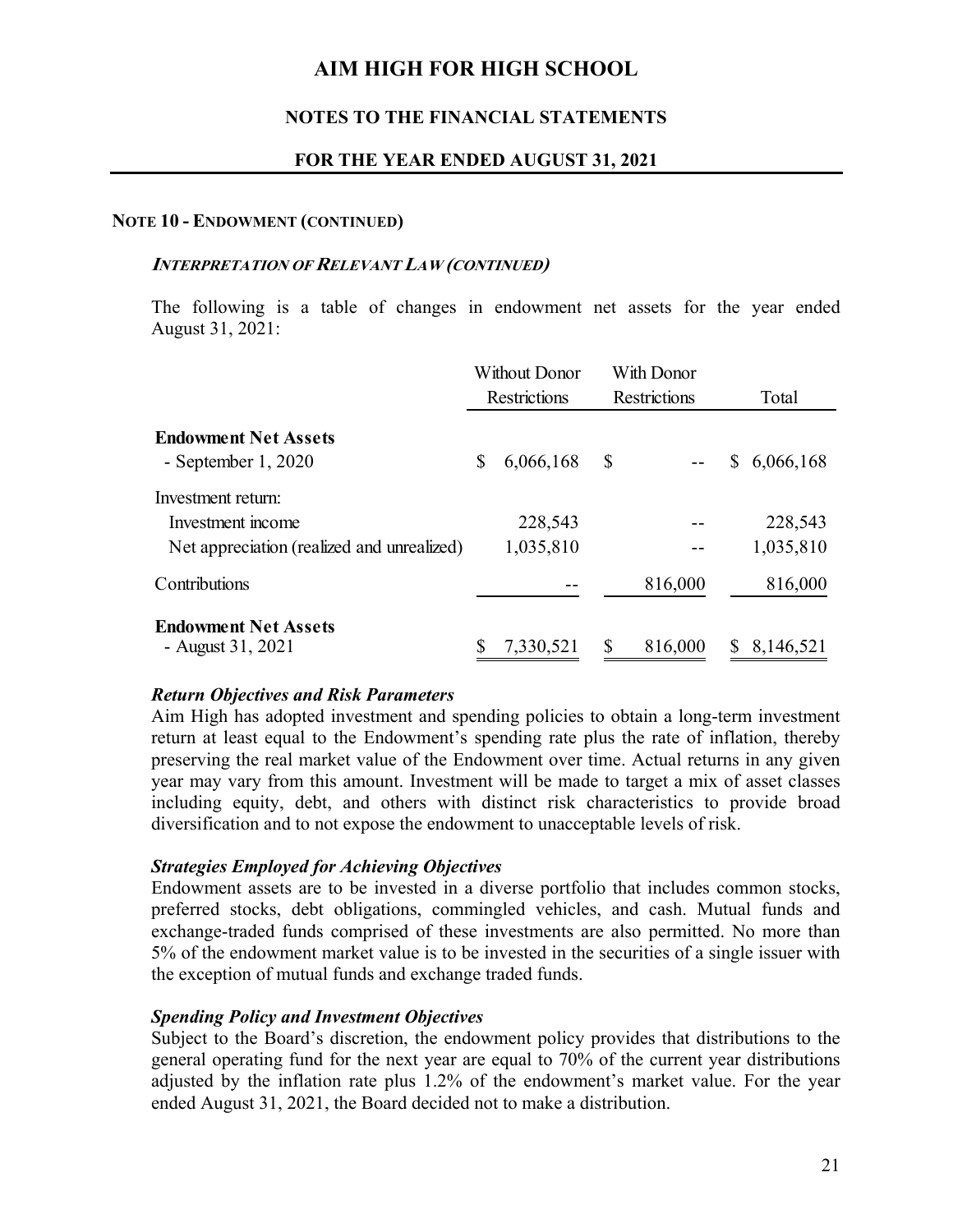# AIM HIGH FOR HIGH SCHOOL

## NOTES TO THE FINANCIAL STATEMENTS

## FOR THE YEAR ENDED AUGUST 31, 2021

### NOTE 10 - ENDOWMENT (CONTINUED)

#### *INTERPRETATION OF RELEVANT LAW (CONTINUED)*

The following is a table of changes in endowment net assets for the year ended August 31, 2021:

| | Without Donor Restrictions | With Donor Restrictions | Total |
|---|---|---|---|
| **Endowment Net Assets** - September 1, 2020 | $ 6,066,168 | $ -- | $ 6,066,168 |
| Investment return: | | | |
| Investment income | 228,543 | -- | 228,543 |
| Net appreciation (realized and unrealized) | 1,035,810 | -- | 1,035,810 |
| Contributions | -- | 816,000 | 816,000 |
| **Endowment Net Assets** - August 31, 2021 | $ 7,330,521 | $ 816,000 | $ 8,146,521 |

***Return Objectives and Risk Parameters***
Aim High has adopted investment and spending policies to obtain a long-term investment return at least equal to the Endowment's spending rate plus the rate of inflation, thereby preserving the real market value of the Endowment over time. Actual returns in any given year may vary from this amount. Investment will be made to target a mix of asset classes including equity, debt, and others with distinct risk characteristics to provide broad diversification and to not expose the endowment to unacceptable levels of risk.

***Strategies Employed for Achieving Objectives***
Endowment assets are to be invested in a diverse portfolio that includes common stocks, preferred stocks, debt obligations, commingled vehicles, and cash. Mutual funds and exchange-traded funds comprised of these investments are also permitted. No more than 5% of the endowment market value is to be invested in the securities of a single issuer with the exception of mutual funds and exchange traded funds.

***Spending Policy and Investment Objectives***
Subject to the Board's discretion, the endowment policy provides that distributions to the general operating fund for the next year are equal to 70% of the current year distributions adjusted by the inflation rate plus 1.2% of the endowment's market value. For the year ended August 31, 2021, the Board decided not to make a distribution.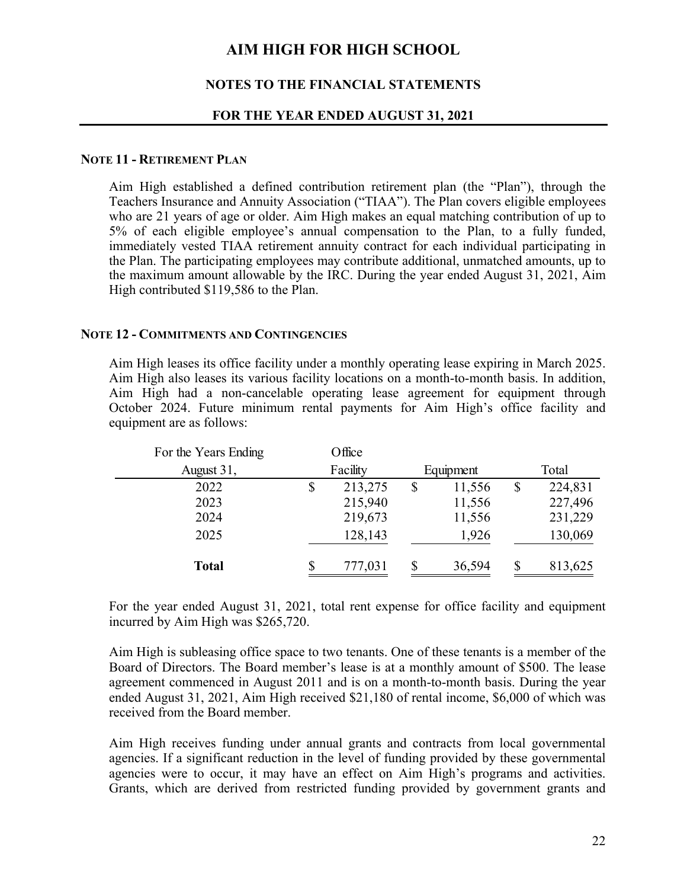# AIM HIGH FOR HIGH SCHOOL

## NOTES TO THE FINANCIAL STATEMENTS

## FOR THE YEAR ENDED AUGUST 31, 2021

### NOTE 11 - RETIREMENT PLAN

Aim High established a defined contribution retirement plan (the "Plan"), through the Teachers Insurance and Annuity Association ("TIAA"). The Plan covers eligible employees who are 21 years of age or older. Aim High makes an equal matching contribution of up to 5% of each eligible employee's annual compensation to the Plan, to a fully funded, immediately vested TIAA retirement annuity contract for each individual participating in the Plan. The participating employees may contribute additional, unmatched amounts, up to the maximum amount allowable by the IRC. During the year ended August 31, 2021, Aim High contributed $119,586 to the Plan.

### NOTE 12 - COMMITMENTS AND CONTINGENCIES

Aim High leases its office facility under a monthly operating lease expiring in March 2025. Aim High also leases its various facility locations on a month-to-month basis. In addition, Aim High had a non-cancelable operating lease agreement for equipment through October 2024. Future minimum rental payments for Aim High's office facility and equipment are as follows:

| For the Years Ending August 31, | Office Facility | Equipment | Total |
|---|---|---|---|
| 2022 | $ 213,275 | $ 11,556 | $ 224,831 |
| 2023 | 215,940 | 11,556 | 227,496 |
| 2024 | 219,673 | 11,556 | 231,229 |
| 2025 | 128,143 | 1,926 | 130,069 |
| **Total** | $ 777,031 | $ 36,594 | $ 813,625 |

For the year ended August 31, 2021, total rent expense for office facility and equipment incurred by Aim High was $265,720.

Aim High is subleasing office space to two tenants. One of these tenants is a member of the Board of Directors. The Board member's lease is at a monthly amount of $500. The lease agreement commenced in August 2011 and is on a month-to-month basis. During the year ended August 31, 2021, Aim High received $21,180 of rental income, $6,000 of which was received from the Board member.

Aim High receives funding under annual grants and contracts from local governmental agencies. If a significant reduction in the level of funding provided by these governmental agencies were to occur, it may have an effect on Aim High's programs and activities. Grants, which are derived from restricted funding provided by government grants and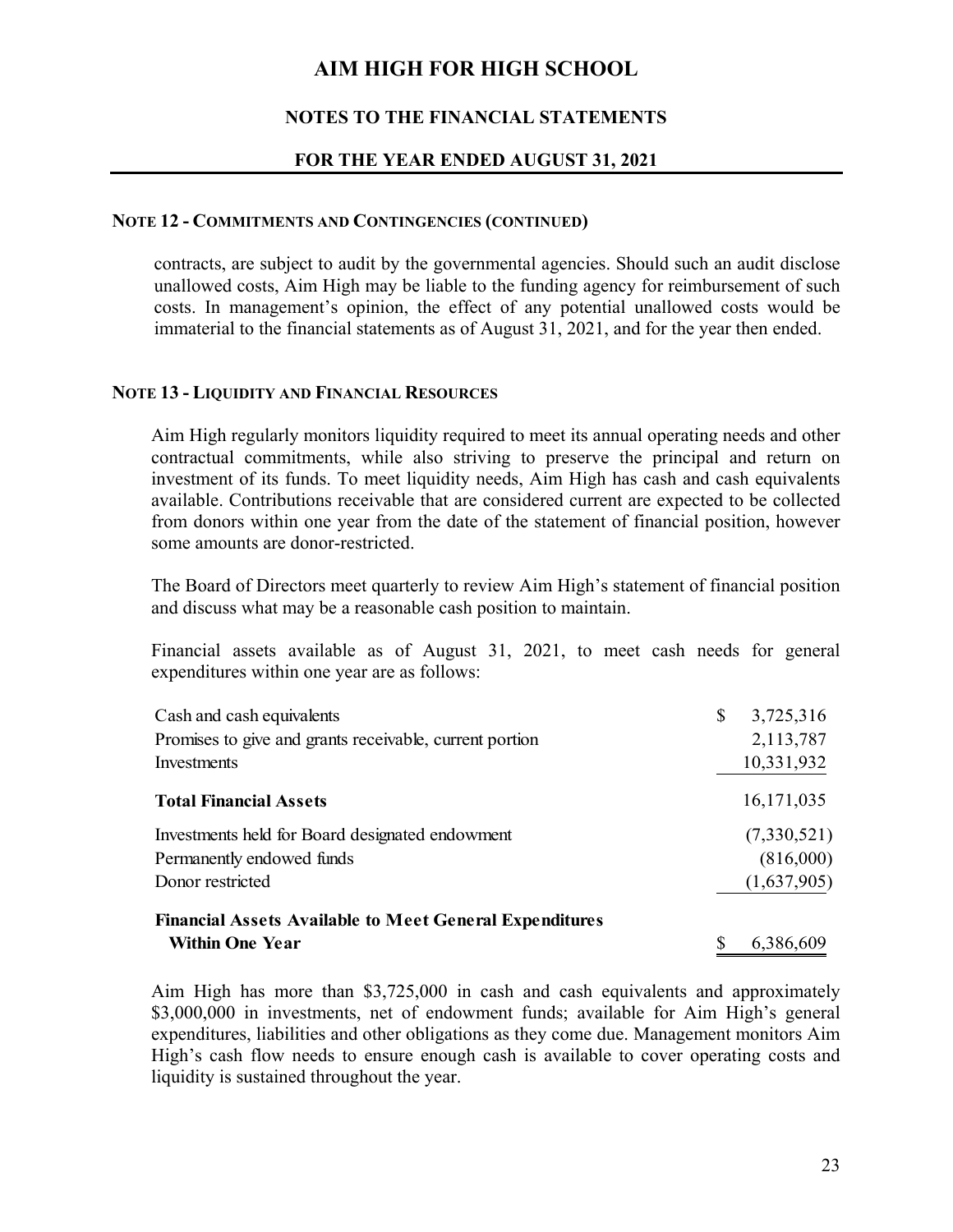# AIM HIGH FOR HIGH SCHOOL

## NOTES TO THE FINANCIAL STATEMENTS

## FOR THE YEAR ENDED AUGUST 31, 2021

### NOTE 12 - COMMITMENTS AND CONTINGENCIES (CONTINUED)

contracts, are subject to audit by the governmental agencies. Should such an audit disclose unallowed costs, Aim High may be liable to the funding agency for reimbursement of such costs. In management's opinion, the effect of any potential unallowed costs would be immaterial to the financial statements as of August 31, 2021, and for the year then ended.

### NOTE 13 - LIQUIDITY AND FINANCIAL RESOURCES

Aim High regularly monitors liquidity required to meet its annual operating needs and other contractual commitments, while also striving to preserve the principal and return on investment of its funds. To meet liquidity needs, Aim High has cash and cash equivalents available. Contributions receivable that are considered current are expected to be collected from donors within one year from the date of the statement of financial position, however some amounts are donor-restricted.

The Board of Directors meet quarterly to review Aim High's statement of financial position and discuss what may be a reasonable cash position to maintain.

Financial assets available as of August 31, 2021, to meet cash needs for general expenditures within one year are as follows:

| | |
|---|---|
| Cash and cash equivalents | $ 3,725,316 |
| Promises to give and grants receivable, current portion | 2,113,787 |
| Investments | 10,331,932 |
| **Total Financial Assets** | 16,171,035 |
| Investments held for Board designated endowment | (7,330,521) |
| Permanently endowed funds | (816,000) |
| Donor restricted | (1,637,905) |
| **Financial Assets Available to Meet General Expenditures Within One Year** | $ 6,386,609 |

Aim High has more than $3,725,000 in cash and cash equivalents and approximately $3,000,000 in investments, net of endowment funds; available for Aim High's general expenditures, liabilities and other obligations as they come due. Management monitors Aim High's cash flow needs to ensure enough cash is available to cover operating costs and liquidity is sustained throughout the year.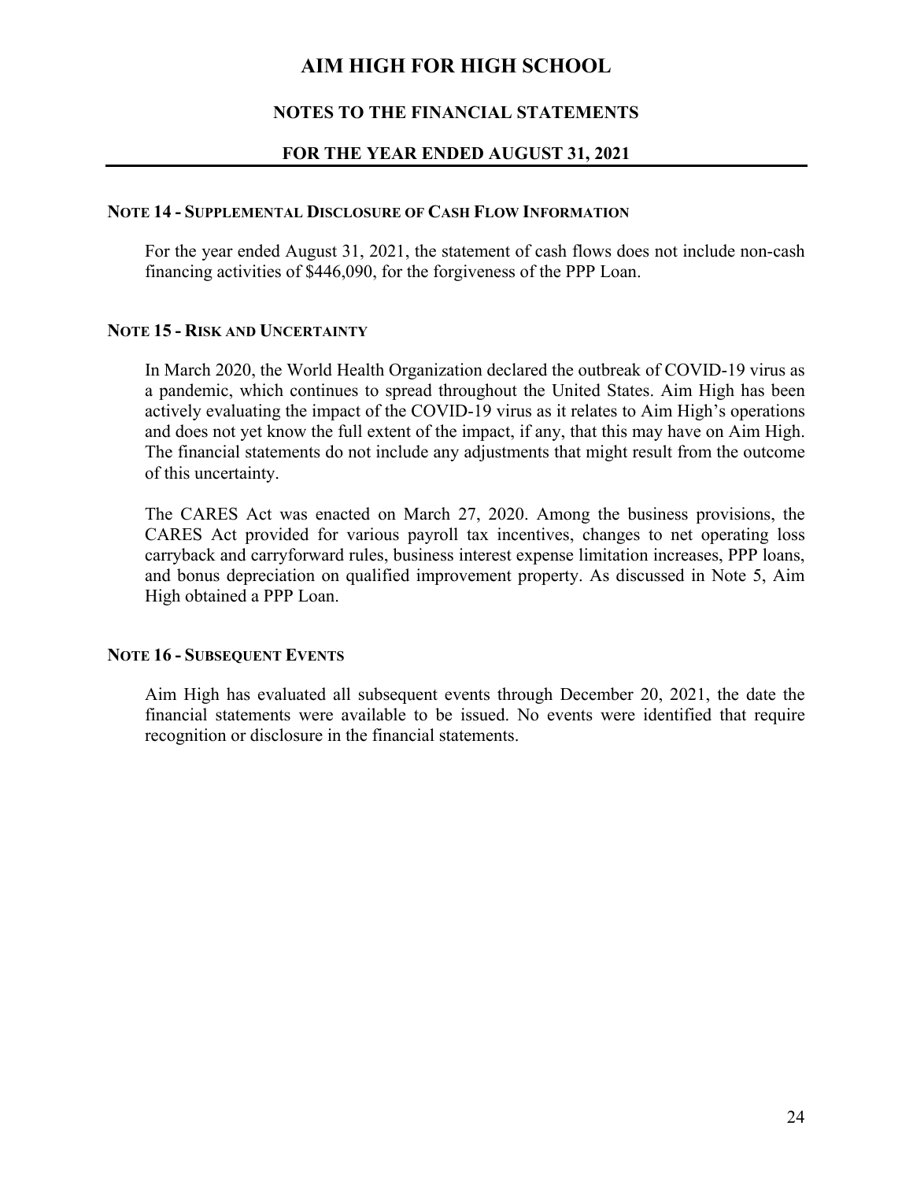# AIM HIGH FOR HIGH SCHOOL

## NOTES TO THE FINANCIAL STATEMENTS

## FOR THE YEAR ENDED AUGUST 31, 2021

### NOTE 14 - SUPPLEMENTAL DISCLOSURE OF CASH FLOW INFORMATION

For the year ended August 31, 2021, the statement of cash flows does not include non-cash financing activities of $446,090, for the forgiveness of the PPP Loan.

### NOTE 15 - RISK AND UNCERTAINTY

In March 2020, the World Health Organization declared the outbreak of COVID-19 virus as a pandemic, which continues to spread throughout the United States. Aim High has been actively evaluating the impact of the COVID-19 virus as it relates to Aim High's operations and does not yet know the full extent of the impact, if any, that this may have on Aim High. The financial statements do not include any adjustments that might result from the outcome of this uncertainty.

The CARES Act was enacted on March 27, 2020. Among the business provisions, the CARES Act provided for various payroll tax incentives, changes to net operating loss carryback and carryforward rules, business interest expense limitation increases, PPP loans, and bonus depreciation on qualified improvement property. As discussed in Note 5, Aim High obtained a PPP Loan.

### NOTE 16 - SUBSEQUENT EVENTS

Aim High has evaluated all subsequent events through December 20, 2021, the date the financial statements were available to be issued. No events were identified that require recognition or disclosure in the financial statements.